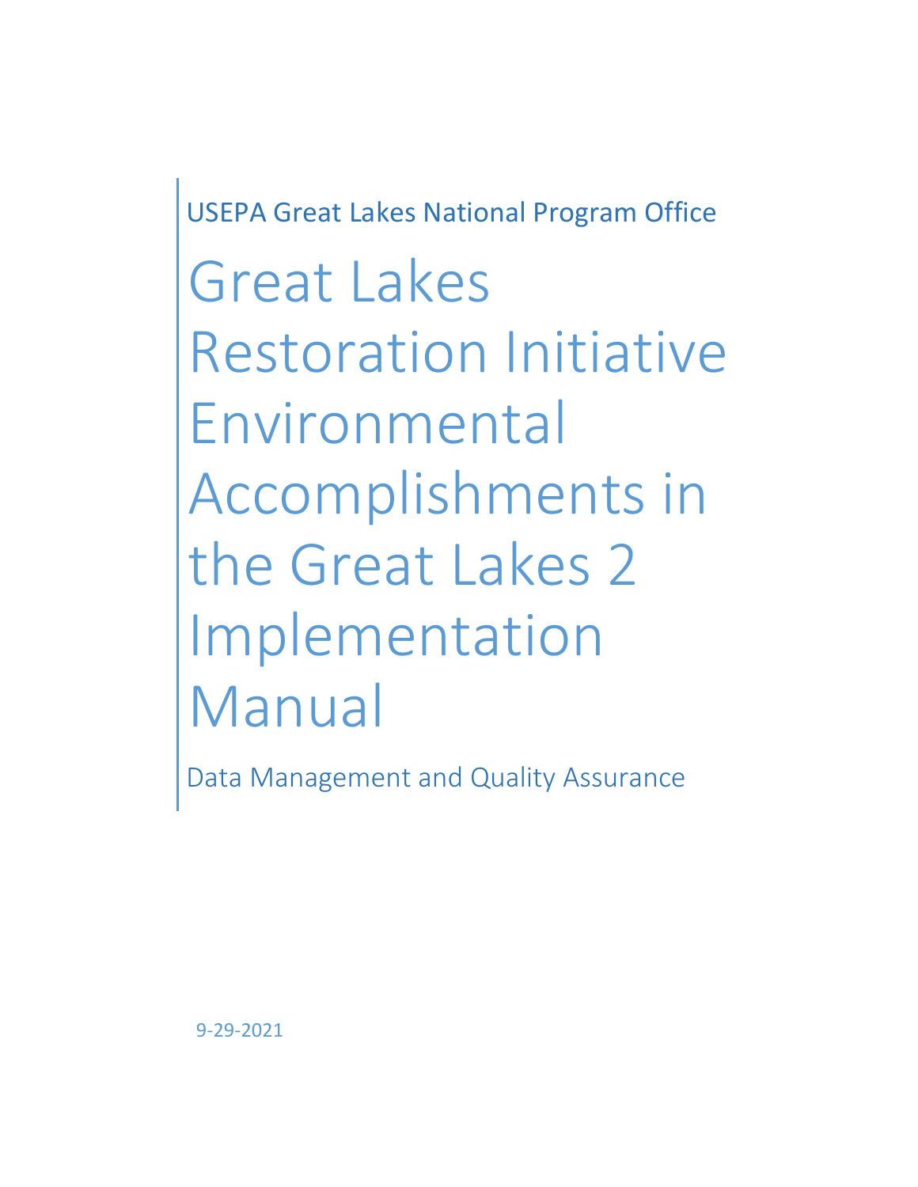USEPA Great Lakes National Program Office

# Great Lakes Restoration Initiative Environmental Accomplishments in the Great Lakes 2 Implementation Manual

Data Management and Quality Assurance

9-29-2021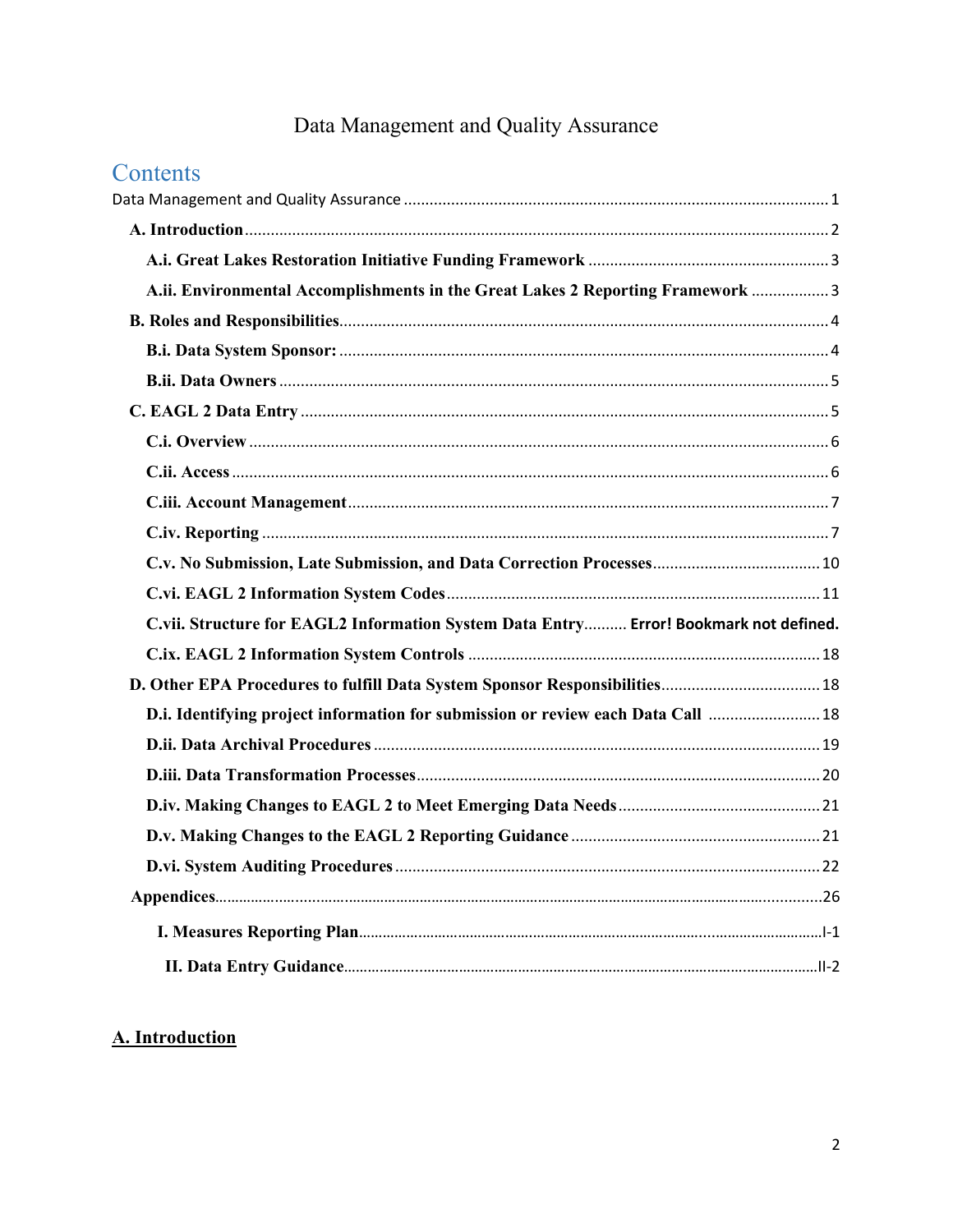Data Management and Quality Assurance

## Contents

Data Management and Quality Assurance ..... 1

- **A. Introduction** ..... 2
  - **A.i. Great Lakes Restoration Initiative Funding Framework** ..... 3
  - **A.ii. Environmental Accomplishments in the Great Lakes 2 Reporting Framework** ..... 3
- **B. Roles and Responsibilities** ..... 4
  - **B.i. Data System Sponsor:** ..... 4
  - **B.ii. Data Owners** ..... 5
- **C. EAGL 2 Data Entry** ..... 5
  - **C.i. Overview** ..... 6
  - **C.ii. Access** ..... 6
  - **C.iii. Account Management** ..... 7
  - **C.iv. Reporting** ..... 7
  - **C.v. No Submission, Late Submission, and Data Correction Processes** ..... 10
  - **C.vi. EAGL 2 Information System Codes** ..... 11
  - **C.vii. Structure for EAGL2 Information System Data Entry** ..... **Error! Bookmark not defined.**
  - **C.ix. EAGL 2 Information System Controls** ..... 18
- **D. Other EPA Procedures to fulfill Data System Sponsor Responsibilities** ..... 18
  - **D.i. Identifying project information for submission or review each Data Call** ..... 18
  - **D.ii. Data Archival Procedures** ..... 19
  - **D.iii. Data Transformation Processes** ..... 20
  - **D.iv. Making Changes to EAGL 2 to Meet Emerging Data Needs** ..... 21
  - **D.v. Making Changes to the EAGL 2 Reporting Guidance** ..... 21
  - **D.vi. System Auditing Procedures** ..... 22
- **Appendices** ..... 26
  - **I. Measures Reporting Plan** ..... I-1
  - **II. Data Entry Guidance** ..... II-2

## A. Introduction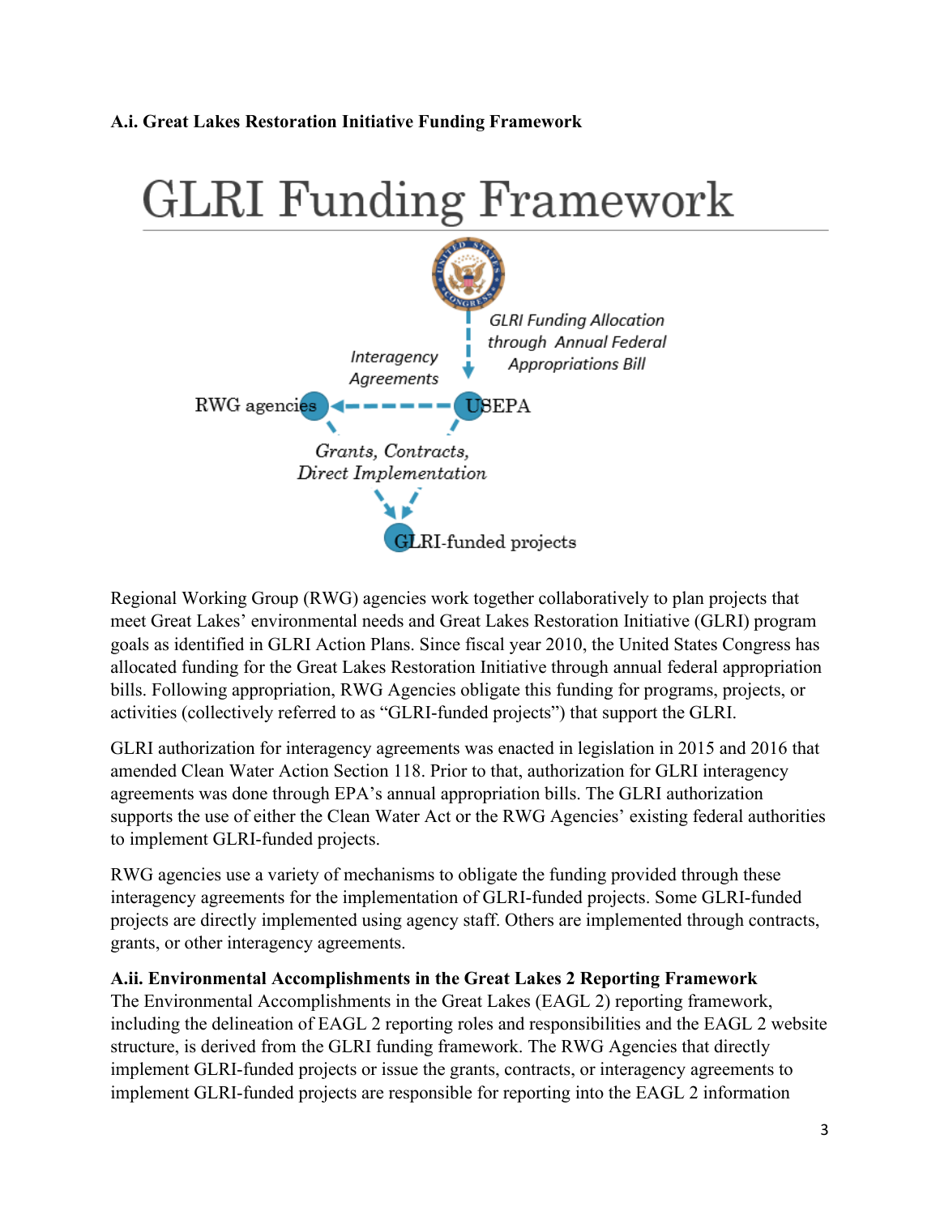**A.i. Great Lakes Restoration Initiative Funding Framework**

# GLRI Funding Framework

*GLRI Funding Allocation through Annual Federal Appropriations Bill*

*Interagency Agreements*

RWG agencies

USEPA

*Grants, Contracts, Direct Implementation*

GLRI-funded projects

Regional Working Group (RWG) agencies work together collaboratively to plan projects that meet Great Lakes' environmental needs and Great Lakes Restoration Initiative (GLRI) program goals as identified in GLRI Action Plans. Since fiscal year 2010, the United States Congress has allocated funding for the Great Lakes Restoration Initiative through annual federal appropriation bills. Following appropriation, RWG Agencies obligate this funding for programs, projects, or activities (collectively referred to as "GLRI-funded projects") that support the GLRI.

GLRI authorization for interagency agreements was enacted in legislation in 2015 and 2016 that amended Clean Water Action Section 118. Prior to that, authorization for GLRI interagency agreements was done through EPA's annual appropriation bills. The GLRI authorization supports the use of either the Clean Water Act or the RWG Agencies' existing federal authorities to implement GLRI-funded projects.

RWG agencies use a variety of mechanisms to obligate the funding provided through these interagency agreements for the implementation of GLRI-funded projects. Some GLRI-funded projects are directly implemented using agency staff. Others are implemented through contracts, grants, or other interagency agreements.

**A.ii. Environmental Accomplishments in the Great Lakes 2 Reporting Framework**

The Environmental Accomplishments in the Great Lakes (EAGL 2) reporting framework, including the delineation of EAGL 2 reporting roles and responsibilities and the EAGL 2 website structure, is derived from the GLRI funding framework. The RWG Agencies that directly implement GLRI-funded projects or issue the grants, contracts, or interagency agreements to implement GLRI-funded projects are responsible for reporting into the EAGL 2 information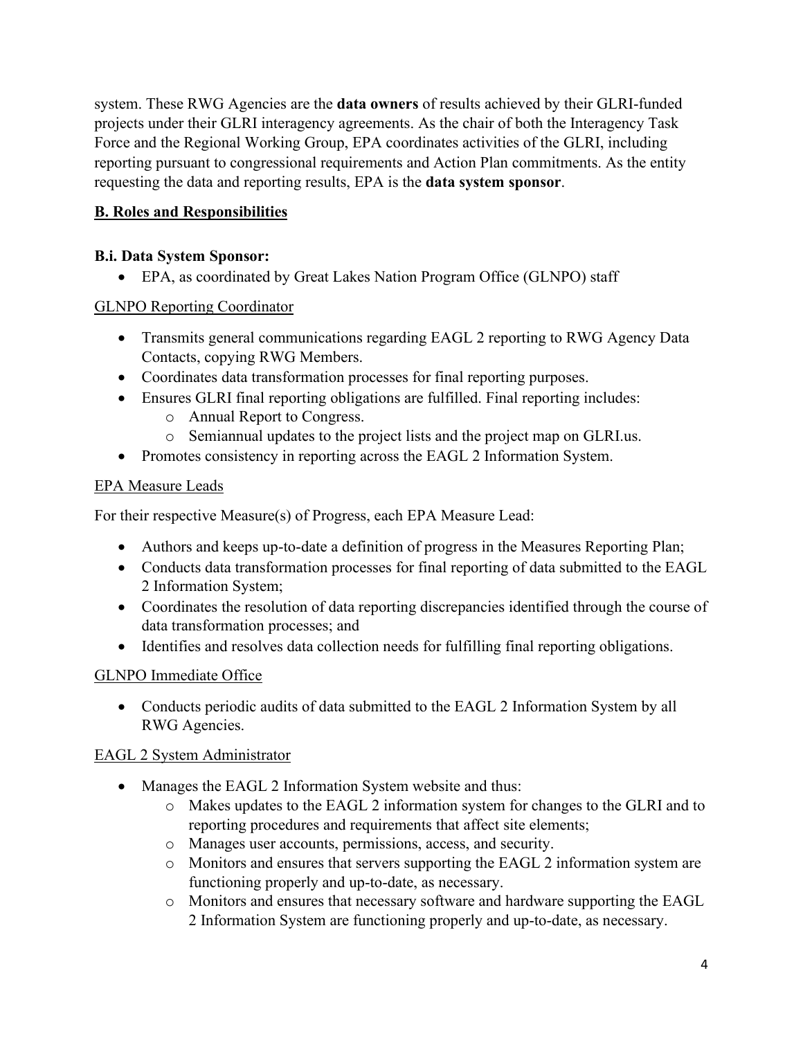system. These RWG Agencies are the **data owners** of results achieved by their GLRI-funded projects under their GLRI interagency agreements. As the chair of both the Interagency Task Force and the Regional Working Group, EPA coordinates activities of the GLRI, including reporting pursuant to congressional requirements and Action Plan commitments. As the entity requesting the data and reporting results, EPA is the **data system sponsor**.

## B. Roles and Responsibilities

### B.i. Data System Sponsor:

- EPA, as coordinated by Great Lakes Nation Program Office (GLNPO) staff

GLNPO Reporting Coordinator

- Transmits general communications regarding EAGL 2 reporting to RWG Agency Data Contacts, copying RWG Members.
- Coordinates data transformation processes for final reporting purposes.
- Ensures GLRI final reporting obligations are fulfilled. Final reporting includes:
  - Annual Report to Congress.
  - Semiannual updates to the project lists and the project map on GLRI.us.
- Promotes consistency in reporting across the EAGL 2 Information System.

EPA Measure Leads

For their respective Measure(s) of Progress, each EPA Measure Lead:

- Authors and keeps up-to-date a definition of progress in the Measures Reporting Plan;
- Conducts data transformation processes for final reporting of data submitted to the EAGL 2 Information System;
- Coordinates the resolution of data reporting discrepancies identified through the course of data transformation processes; and
- Identifies and resolves data collection needs for fulfilling final reporting obligations.

GLNPO Immediate Office

- Conducts periodic audits of data submitted to the EAGL 2 Information System by all RWG Agencies.

EAGL 2 System Administrator

- Manages the EAGL 2 Information System website and thus:
  - Makes updates to the EAGL 2 information system for changes to the GLRI and to reporting procedures and requirements that affect site elements;
  - Manages user accounts, permissions, access, and security.
  - Monitors and ensures that servers supporting the EAGL 2 information system are functioning properly and up-to-date, as necessary.
  - Monitors and ensures that necessary software and hardware supporting the EAGL 2 Information System are functioning properly and up-to-date, as necessary.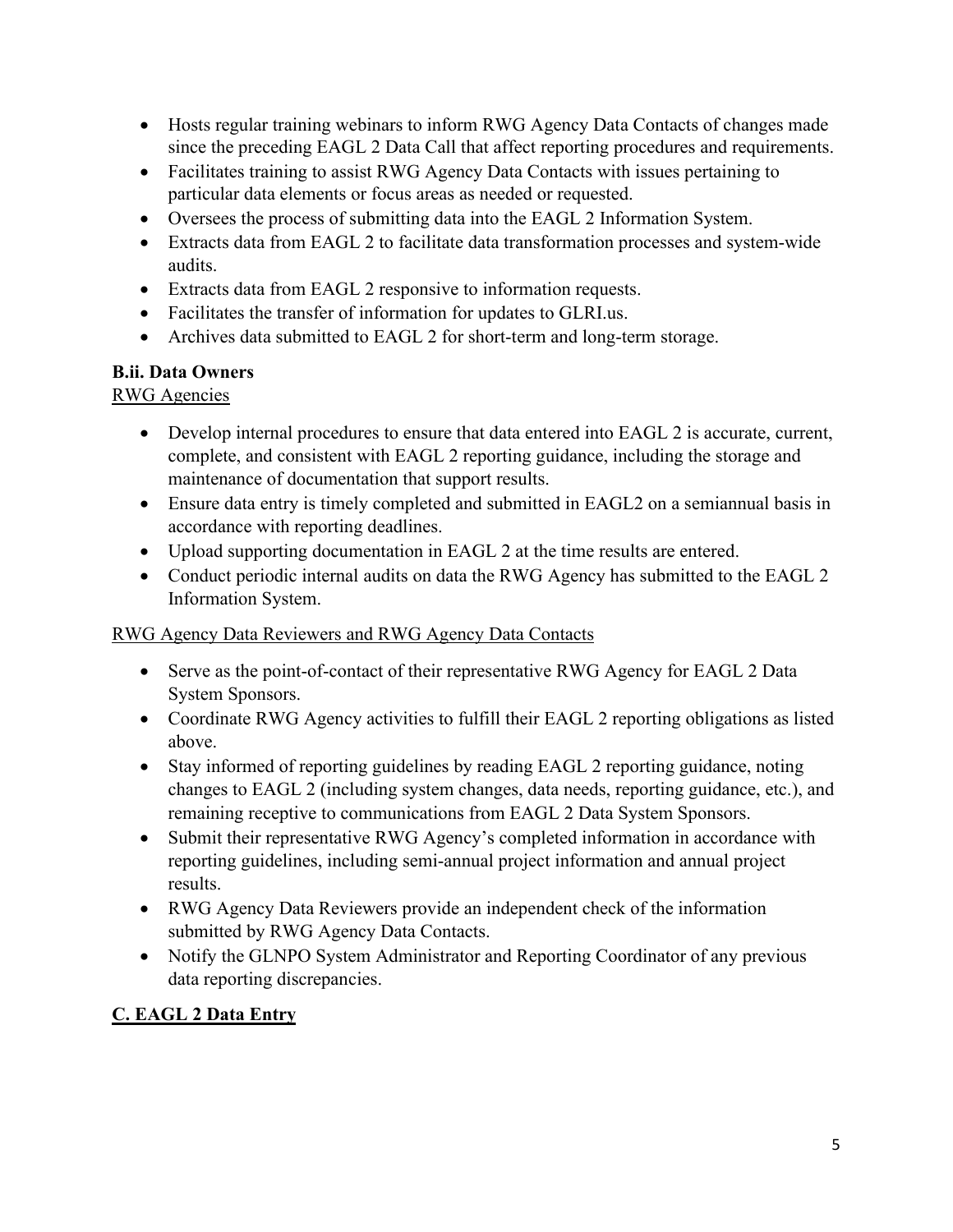- Hosts regular training webinars to inform RWG Agency Data Contacts of changes made since the preceding EAGL 2 Data Call that affect reporting procedures and requirements.
- Facilitates training to assist RWG Agency Data Contacts with issues pertaining to particular data elements or focus areas as needed or requested.
- Oversees the process of submitting data into the EAGL 2 Information System.
- Extracts data from EAGL 2 to facilitate data transformation processes and system-wide audits.
- Extracts data from EAGL 2 responsive to information requests.
- Facilitates the transfer of information for updates to GLRI.us.
- Archives data submitted to EAGL 2 for short-term and long-term storage.

### B.ii. Data Owners

RWG Agencies

- Develop internal procedures to ensure that data entered into EAGL 2 is accurate, current, complete, and consistent with EAGL 2 reporting guidance, including the storage and maintenance of documentation that support results.
- Ensure data entry is timely completed and submitted in EAGL2 on a semiannual basis in accordance with reporting deadlines.
- Upload supporting documentation in EAGL 2 at the time results are entered.
- Conduct periodic internal audits on data the RWG Agency has submitted to the EAGL 2 Information System.

RWG Agency Data Reviewers and RWG Agency Data Contacts

- Serve as the point-of-contact of their representative RWG Agency for EAGL 2 Data System Sponsors.
- Coordinate RWG Agency activities to fulfill their EAGL 2 reporting obligations as listed above.
- Stay informed of reporting guidelines by reading EAGL 2 reporting guidance, noting changes to EAGL 2 (including system changes, data needs, reporting guidance, etc.), and remaining receptive to communications from EAGL 2 Data System Sponsors.
- Submit their representative RWG Agency's completed information in accordance with reporting guidelines, including semi-annual project information and annual project results.
- RWG Agency Data Reviewers provide an independent check of the information submitted by RWG Agency Data Contacts.
- Notify the GLNPO System Administrator and Reporting Coordinator of any previous data reporting discrepancies.

## C. EAGL 2 Data Entry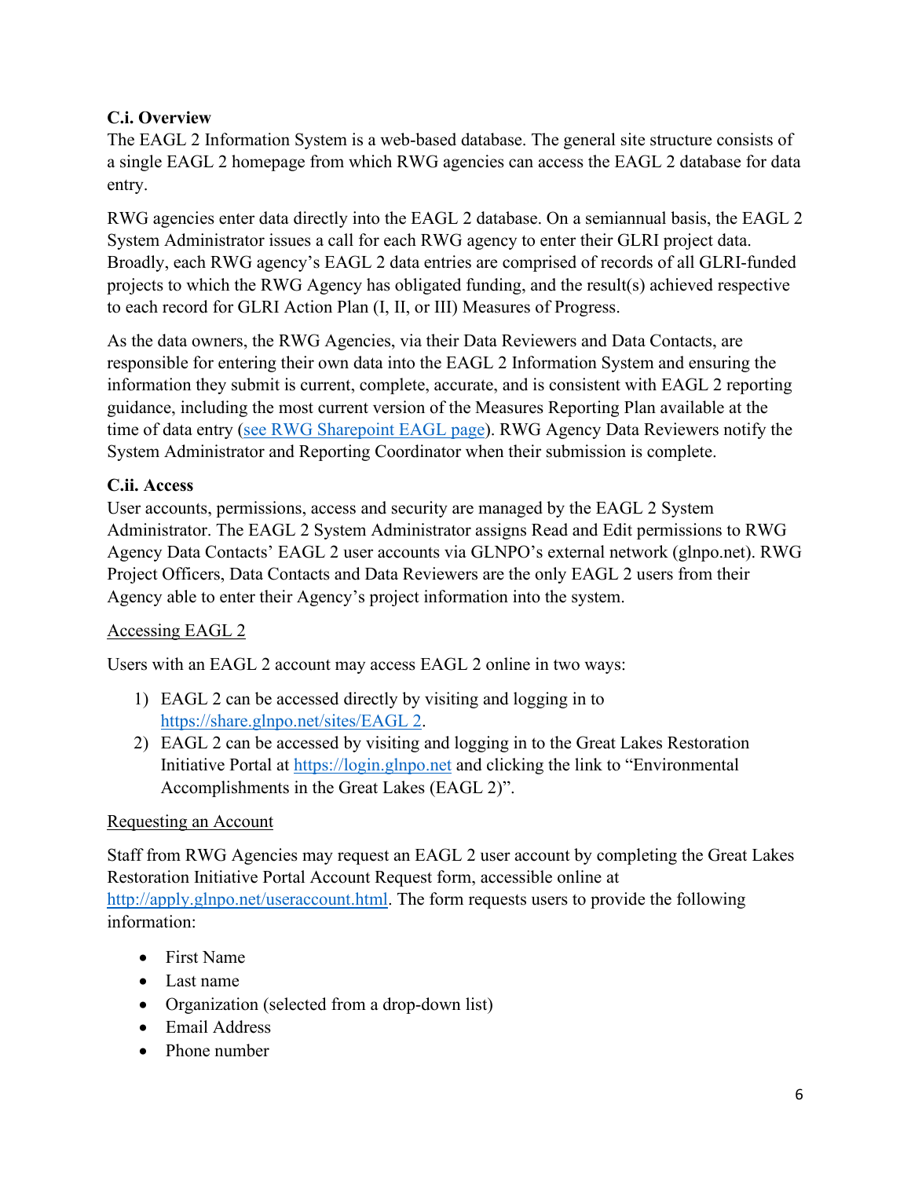### C.i. Overview

The EAGL 2 Information System is a web-based database. The general site structure consists of a single EAGL 2 homepage from which RWG agencies can access the EAGL 2 database for data entry.

RWG agencies enter data directly into the EAGL 2 database. On a semiannual basis, the EAGL 2 System Administrator issues a call for each RWG agency to enter their GLRI project data. Broadly, each RWG agency's EAGL 2 data entries are comprised of records of all GLRI-funded projects to which the RWG Agency has obligated funding, and the result(s) achieved respective to each record for GLRI Action Plan (I, II, or III) Measures of Progress.

As the data owners, the RWG Agencies, via their Data Reviewers and Data Contacts, are responsible for entering their own data into the EAGL 2 Information System and ensuring the information they submit is current, complete, accurate, and is consistent with EAGL 2 reporting guidance, including the most current version of the Measures Reporting Plan available at the time of data entry (see RWG Sharepoint EAGL page). RWG Agency Data Reviewers notify the System Administrator and Reporting Coordinator when their submission is complete.

### C.ii. Access

User accounts, permissions, access and security are managed by the EAGL 2 System Administrator. The EAGL 2 System Administrator assigns Read and Edit permissions to RWG Agency Data Contacts' EAGL 2 user accounts via GLNPO's external network (glnpo.net). RWG Project Officers, Data Contacts and Data Reviewers are the only EAGL 2 users from their Agency able to enter their Agency's project information into the system.

Accessing EAGL 2

Users with an EAGL 2 account may access EAGL 2 online in two ways:

1) EAGL 2 can be accessed directly by visiting and logging in to https://share.glnpo.net/sites/EAGL 2.
2) EAGL 2 can be accessed by visiting and logging in to the Great Lakes Restoration Initiative Portal at https://login.glnpo.net and clicking the link to "Environmental Accomplishments in the Great Lakes (EAGL 2)".

Requesting an Account

Staff from RWG Agencies may request an EAGL 2 user account by completing the Great Lakes Restoration Initiative Portal Account Request form, accessible online at http://apply.glnpo.net/useraccount.html. The form requests users to provide the following information:

- First Name
- Last name
- Organization (selected from a drop-down list)
- Email Address
- Phone number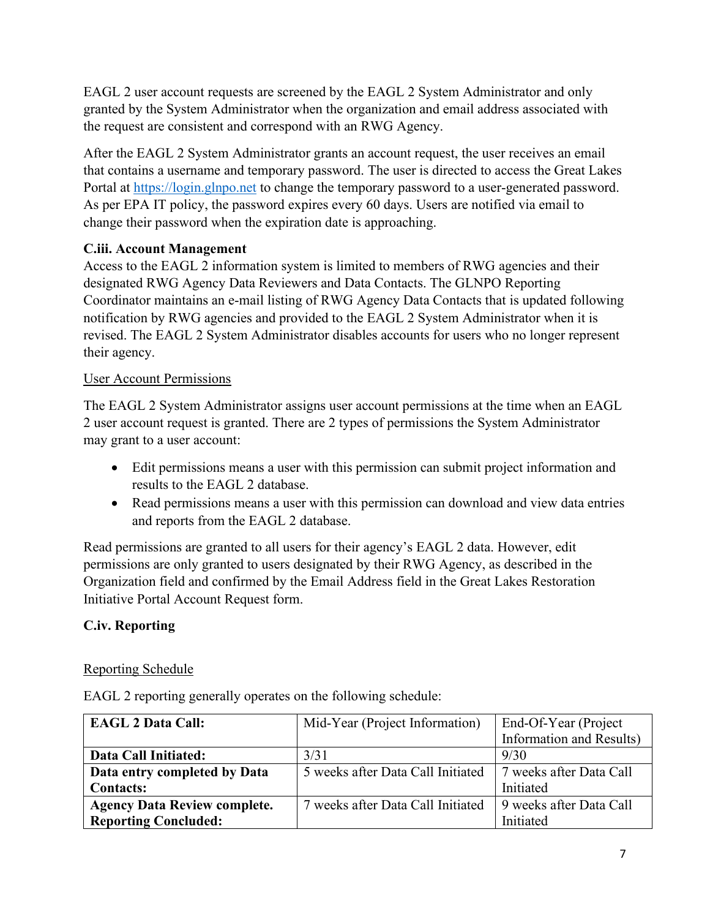EAGL 2 user account requests are screened by the EAGL 2 System Administrator and only granted by the System Administrator when the organization and email address associated with the request are consistent and correspond with an RWG Agency.

After the EAGL 2 System Administrator grants an account request, the user receives an email that contains a username and temporary password. The user is directed to access the Great Lakes Portal at https://login.glnpo.net to change the temporary password to a user-generated password. As per EPA IT policy, the password expires every 60 days. Users are notified via email to change their password when the expiration date is approaching.

### C.iii. Account Management

Access to the EAGL 2 information system is limited to members of RWG agencies and their designated RWG Agency Data Reviewers and Data Contacts. The GLNPO Reporting Coordinator maintains an e-mail listing of RWG Agency Data Contacts that is updated following notification by RWG agencies and provided to the EAGL 2 System Administrator when it is revised. The EAGL 2 System Administrator disables accounts for users who no longer represent their agency.

User Account Permissions

The EAGL 2 System Administrator assigns user account permissions at the time when an EAGL 2 user account request is granted. There are 2 types of permissions the System Administrator may grant to a user account:

- Edit permissions means a user with this permission can submit project information and results to the EAGL 2 database.
- Read permissions means a user with this permission can download and view data entries and reports from the EAGL 2 database.

Read permissions are granted to all users for their agency's EAGL 2 data. However, edit permissions are only granted to users designated by their RWG Agency, as described in the Organization field and confirmed by the Email Address field in the Great Lakes Restoration Initiative Portal Account Request form.

### C.iv. Reporting

Reporting Schedule

EAGL 2 reporting generally operates on the following schedule:

| **EAGL 2 Data Call:** | Mid-Year (Project Information) | End-Of-Year (Project Information and Results) |
|---|---|---|
| **Data Call Initiated:** | 3/31 | 9/30 |
| **Data entry completed by Data Contacts:** | 5 weeks after Data Call Initiated | 7 weeks after Data Call Initiated |
| **Agency Data Review complete. Reporting Concluded:** | 7 weeks after Data Call Initiated | 9 weeks after Data Call Initiated |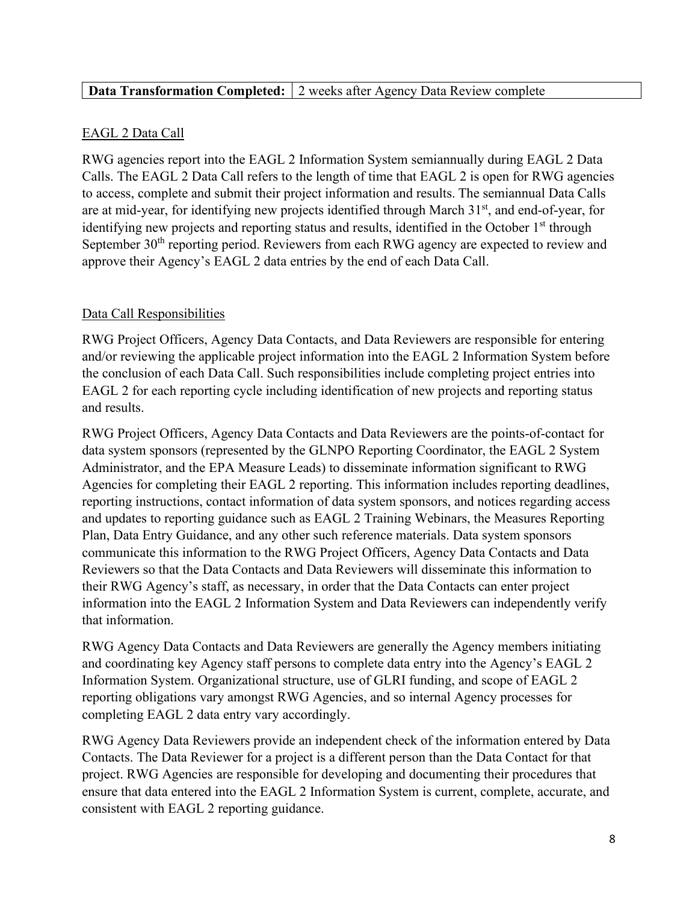| **Data Transformation Completed:** | 2 weeks after Agency Data Review complete |
|---|---|

EAGL 2 Data Call

RWG agencies report into the EAGL 2 Information System semiannually during EAGL 2 Data Calls. The EAGL 2 Data Call refers to the length of time that EAGL 2 is open for RWG agencies to access, complete and submit their project information and results. The semiannual Data Calls are at mid-year, for identifying new projects identified through March 31st, and end-of-year, for identifying new projects and reporting status and results, identified in the October 1st through September 30th reporting period. Reviewers from each RWG agency are expected to review and approve their Agency's EAGL 2 data entries by the end of each Data Call.

Data Call Responsibilities

RWG Project Officers, Agency Data Contacts, and Data Reviewers are responsible for entering and/or reviewing the applicable project information into the EAGL 2 Information System before the conclusion of each Data Call. Such responsibilities include completing project entries into EAGL 2 for each reporting cycle including identification of new projects and reporting status and results.

RWG Project Officers, Agency Data Contacts and Data Reviewers are the points-of-contact for data system sponsors (represented by the GLNPO Reporting Coordinator, the EAGL 2 System Administrator, and the EPA Measure Leads) to disseminate information significant to RWG Agencies for completing their EAGL 2 reporting. This information includes reporting deadlines, reporting instructions, contact information of data system sponsors, and notices regarding access and updates to reporting guidance such as EAGL 2 Training Webinars, the Measures Reporting Plan, Data Entry Guidance, and any other such reference materials. Data system sponsors communicate this information to the RWG Project Officers, Agency Data Contacts and Data Reviewers so that the Data Contacts and Data Reviewers will disseminate this information to their RWG Agency's staff, as necessary, in order that the Data Contacts can enter project information into the EAGL 2 Information System and Data Reviewers can independently verify that information.

RWG Agency Data Contacts and Data Reviewers are generally the Agency members initiating and coordinating key Agency staff persons to complete data entry into the Agency's EAGL 2 Information System. Organizational structure, use of GLRI funding, and scope of EAGL 2 reporting obligations vary amongst RWG Agencies, and so internal Agency processes for completing EAGL 2 data entry vary accordingly.

RWG Agency Data Reviewers provide an independent check of the information entered by Data Contacts. The Data Reviewer for a project is a different person than the Data Contact for that project. RWG Agencies are responsible for developing and documenting their procedures that ensure that data entered into the EAGL 2 Information System is current, complete, accurate, and consistent with EAGL 2 reporting guidance.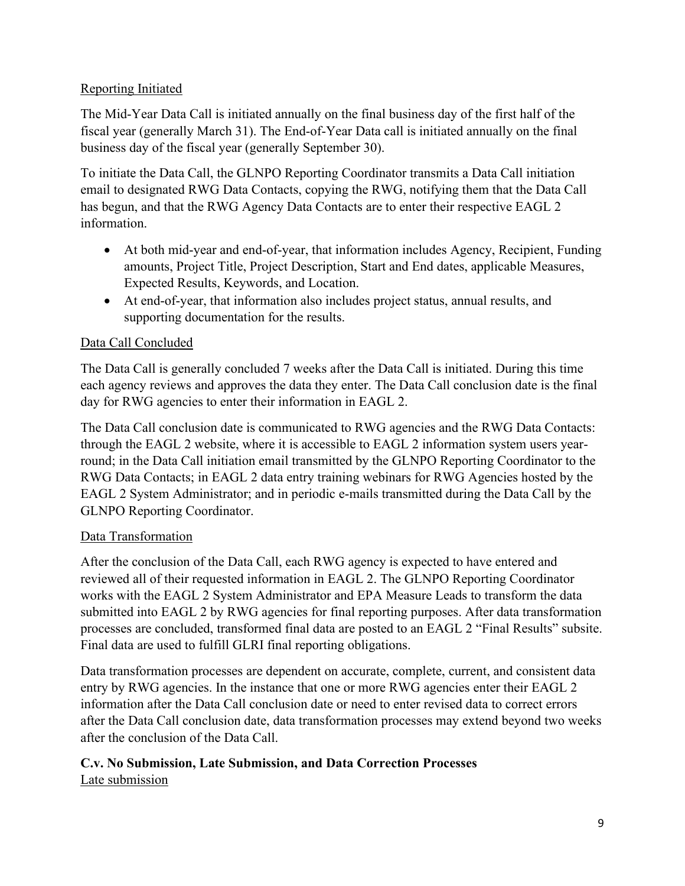Reporting Initiated

The Mid-Year Data Call is initiated annually on the final business day of the first half of the fiscal year (generally March 31). The End-of-Year Data call is initiated annually on the final business day of the fiscal year (generally September 30).

To initiate the Data Call, the GLNPO Reporting Coordinator transmits a Data Call initiation email to designated RWG Data Contacts, copying the RWG, notifying them that the Data Call has begun, and that the RWG Agency Data Contacts are to enter their respective EAGL 2 information.

- At both mid-year and end-of-year, that information includes Agency, Recipient, Funding amounts, Project Title, Project Description, Start and End dates, applicable Measures, Expected Results, Keywords, and Location.
- At end-of-year, that information also includes project status, annual results, and supporting documentation for the results.

Data Call Concluded

The Data Call is generally concluded 7 weeks after the Data Call is initiated. During this time each agency reviews and approves the data they enter. The Data Call conclusion date is the final day for RWG agencies to enter their information in EAGL 2.

The Data Call conclusion date is communicated to RWG agencies and the RWG Data Contacts: through the EAGL 2 website, where it is accessible to EAGL 2 information system users year-round; in the Data Call initiation email transmitted by the GLNPO Reporting Coordinator to the RWG Data Contacts; in EAGL 2 data entry training webinars for RWG Agencies hosted by the EAGL 2 System Administrator; and in periodic e-mails transmitted during the Data Call by the GLNPO Reporting Coordinator.

Data Transformation

After the conclusion of the Data Call, each RWG agency is expected to have entered and reviewed all of their requested information in EAGL 2. The GLNPO Reporting Coordinator works with the EAGL 2 System Administrator and EPA Measure Leads to transform the data submitted into EAGL 2 by RWG agencies for final reporting purposes. After data transformation processes are concluded, transformed final data are posted to an EAGL 2 "Final Results" subsite. Final data are used to fulfill GLRI final reporting obligations.

Data transformation processes are dependent on accurate, complete, current, and consistent data entry by RWG agencies. In the instance that one or more RWG agencies enter their EAGL 2 information after the Data Call conclusion date or need to enter revised data to correct errors after the Data Call conclusion date, data transformation processes may extend beyond two weeks after the conclusion of the Data Call.

**C.v. No Submission, Late Submission, and Data Correction Processes**

Late submission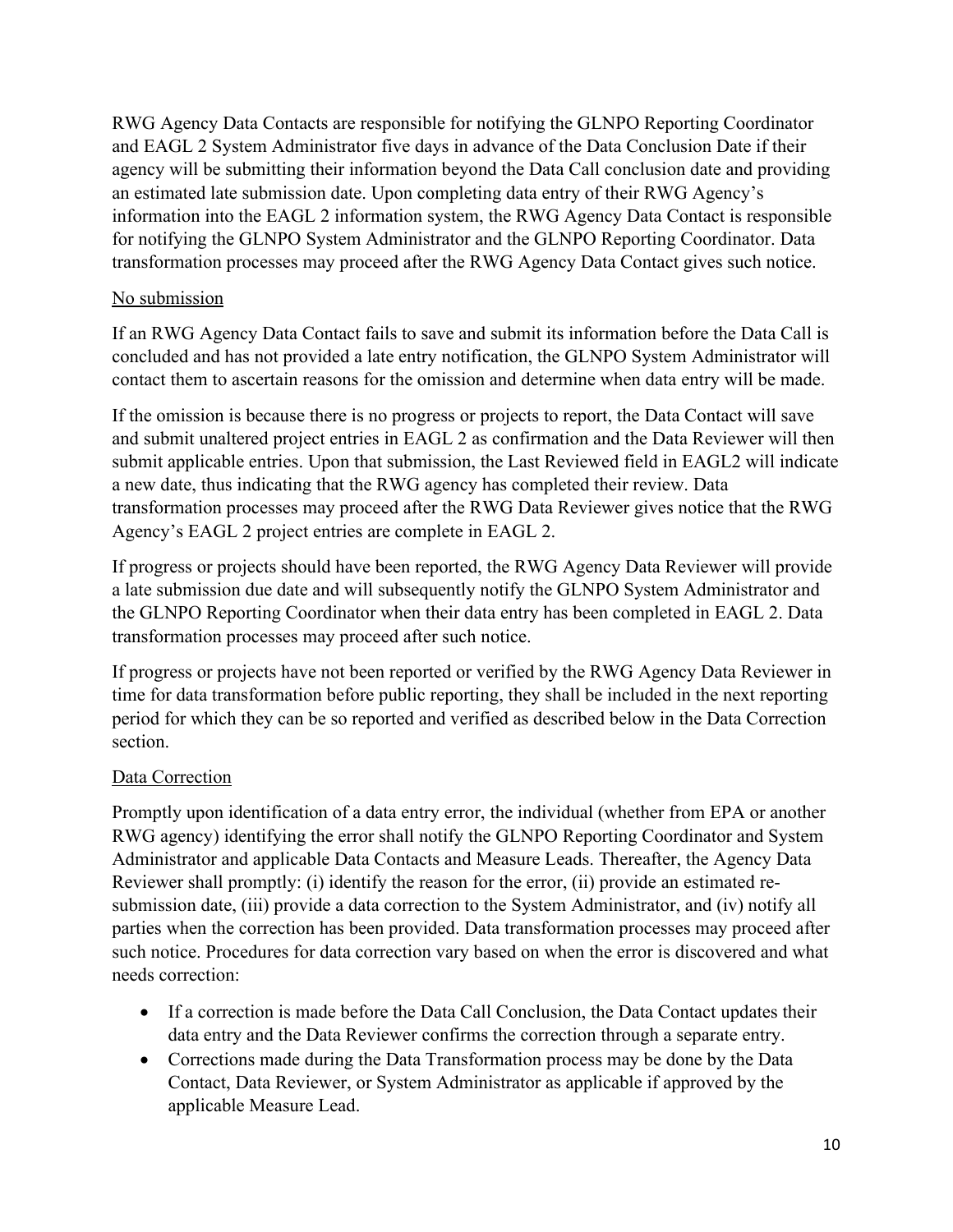RWG Agency Data Contacts are responsible for notifying the GLNPO Reporting Coordinator and EAGL 2 System Administrator five days in advance of the Data Conclusion Date if their agency will be submitting their information beyond the Data Call conclusion date and providing an estimated late submission date. Upon completing data entry of their RWG Agency's information into the EAGL 2 information system, the RWG Agency Data Contact is responsible for notifying the GLNPO System Administrator and the GLNPO Reporting Coordinator. Data transformation processes may proceed after the RWG Agency Data Contact gives such notice.

No submission

If an RWG Agency Data Contact fails to save and submit its information before the Data Call is concluded and has not provided a late entry notification, the GLNPO System Administrator will contact them to ascertain reasons for the omission and determine when data entry will be made.

If the omission is because there is no progress or projects to report, the Data Contact will save and submit unaltered project entries in EAGL 2 as confirmation and the Data Reviewer will then submit applicable entries. Upon that submission, the Last Reviewed field in EAGL2 will indicate a new date, thus indicating that the RWG agency has completed their review. Data transformation processes may proceed after the RWG Data Reviewer gives notice that the RWG Agency's EAGL 2 project entries are complete in EAGL 2.

If progress or projects should have been reported, the RWG Agency Data Reviewer will provide a late submission due date and will subsequently notify the GLNPO System Administrator and the GLNPO Reporting Coordinator when their data entry has been completed in EAGL 2. Data transformation processes may proceed after such notice.

If progress or projects have not been reported or verified by the RWG Agency Data Reviewer in time for data transformation before public reporting, they shall be included in the next reporting period for which they can be so reported and verified as described below in the Data Correction section.

Data Correction

Promptly upon identification of a data entry error, the individual (whether from EPA or another RWG agency) identifying the error shall notify the GLNPO Reporting Coordinator and System Administrator and applicable Data Contacts and Measure Leads. Thereafter, the Agency Data Reviewer shall promptly: (i) identify the reason for the error, (ii) provide an estimated re-submission date, (iii) provide a data correction to the System Administrator, and (iv) notify all parties when the correction has been provided. Data transformation processes may proceed after such notice. Procedures for data correction vary based on when the error is discovered and what needs correction:

- If a correction is made before the Data Call Conclusion, the Data Contact updates their data entry and the Data Reviewer confirms the correction through a separate entry.
- Corrections made during the Data Transformation process may be done by the Data Contact, Data Reviewer, or System Administrator as applicable if approved by the applicable Measure Lead.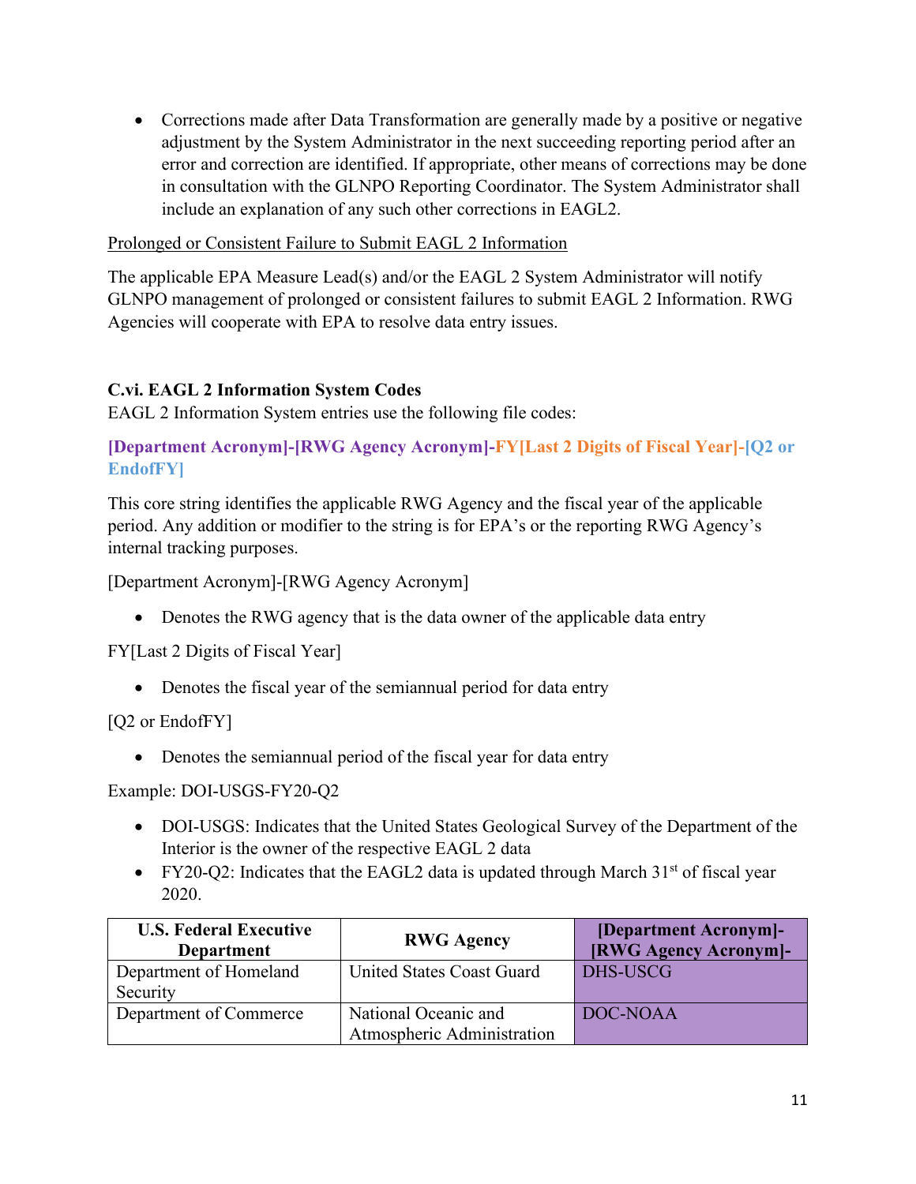- Corrections made after Data Transformation are generally made by a positive or negative adjustment by the System Administrator in the next succeeding reporting period after an error and correction are identified. If appropriate, other means of corrections may be done in consultation with the GLNPO Reporting Coordinator. The System Administrator shall include an explanation of any such other corrections in EAGL2.

<u>Prolonged or Consistent Failure to Submit EAGL 2 Information</u>

The applicable EPA Measure Lead(s) and/or the EAGL 2 System Administrator will notify GLNPO management of prolonged or consistent failures to submit EAGL 2 Information. RWG Agencies will cooperate with EPA to resolve data entry issues.

### C.vi. EAGL 2 Information System Codes

EAGL 2 Information System entries use the following file codes:

**[Department Acronym]-[RWG Agency Acronym]-FY[Last 2 Digits of Fiscal Year]-[Q2 or EndofFY]**

This core string identifies the applicable RWG Agency and the fiscal year of the applicable period. Any addition or modifier to the string is for EPA's or the reporting RWG Agency's internal tracking purposes.

[Department Acronym]-[RWG Agency Acronym]

- Denotes the RWG agency that is the data owner of the applicable data entry

FY[Last 2 Digits of Fiscal Year]

- Denotes the fiscal year of the semiannual period for data entry

[Q2 or EndofFY]

- Denotes the semiannual period of the fiscal year for data entry

Example: DOI-USGS-FY20-Q2

- DOI-USGS: Indicates that the United States Geological Survey of the Department of the Interior is the owner of the respective EAGL 2 data
- FY20-Q2: Indicates that the EAGL2 data is updated through March 31st of fiscal year 2020.

| U.S. Federal Executive Department | RWG Agency | [Department Acronym]-[RWG Agency Acronym]- |
|---|---|---|
| Department of Homeland Security | United States Coast Guard | DHS-USCG |
| Department of Commerce | National Oceanic and Atmospheric Administration | DOC-NOAA |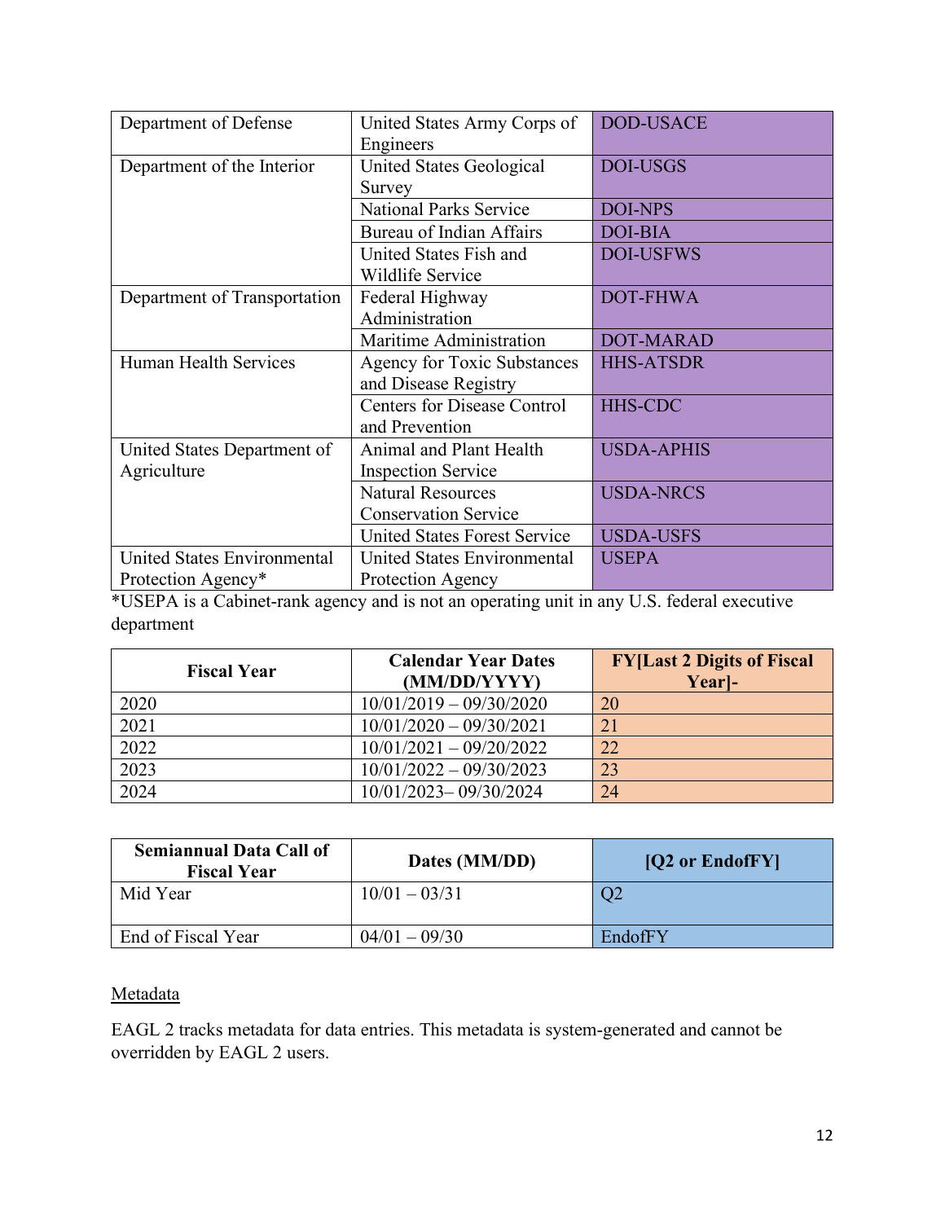| | | |
|---|---|---|
| Department of Defense | United States Army Corps of Engineers | DOD-USACE |
| Department of the Interior | United States Geological Survey | DOI-USGS |
| | National Parks Service | DOI-NPS |
| | Bureau of Indian Affairs | DOI-BIA |
| | United States Fish and Wildlife Service | DOI-USFWS |
| Department of Transportation | Federal Highway Administration | DOT-FHWA |
| | Maritime Administration | DOT-MARAD |
| Human Health Services | Agency for Toxic Substances and Disease Registry | HHS-ATSDR |
| | Centers for Disease Control and Prevention | HHS-CDC |
| United States Department of Agriculture | Animal and Plant Health Inspection Service | USDA-APHIS |
| | Natural Resources Conservation Service | USDA-NRCS |
| | United States Forest Service | USDA-USFS |
| United States Environmental Protection Agency* | United States Environmental Protection Agency | USEPA |

*USEPA is a Cabinet-rank agency and is not an operating unit in any U.S. federal executive department

| Fiscal Year | Calendar Year Dates (MM/DD/YYYY) | FY[Last 2 Digits of Fiscal Year]- |
|---|---|---|
| 2020 | 10/01/2019 – 09/30/2020 | 20 |
| 2021 | 10/01/2020 – 09/30/2021 | 21 |
| 2022 | 10/01/2021 – 09/20/2022 | 22 |
| 2023 | 10/01/2022 – 09/30/2023 | 23 |
| 2024 | 10/01/2023– 09/30/2024 | 24 |

| Semiannual Data Call of Fiscal Year | Dates (MM/DD) | [Q2 or EndofFY] |
|---|---|---|
| Mid Year | 10/01 – 03/31 | Q2 |
| End of Fiscal Year | 04/01 – 09/30 | EndofFY |

Metadata

EAGL 2 tracks metadata for data entries. This metadata is system-generated and cannot be overridden by EAGL 2 users.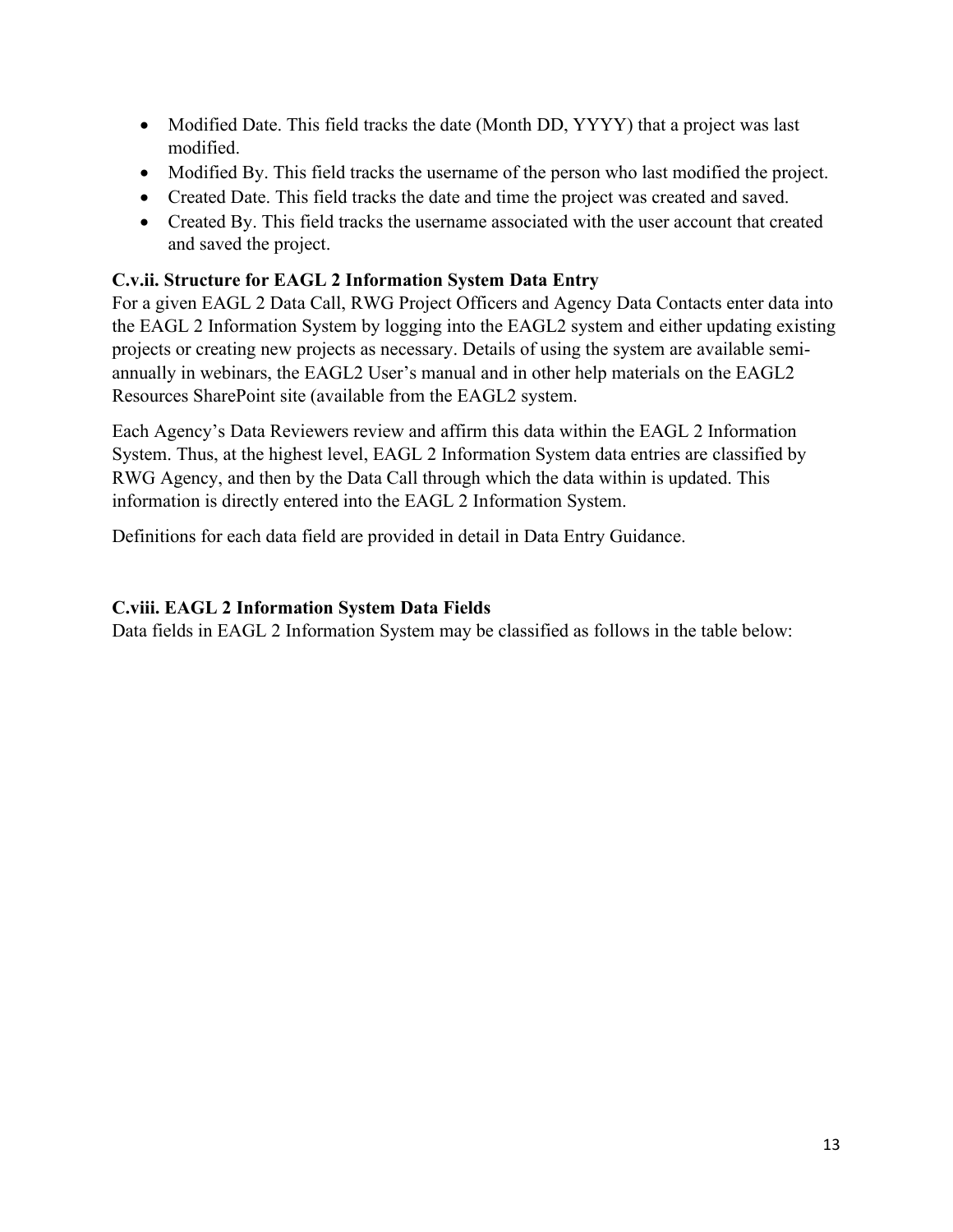- Modified Date. This field tracks the date (Month DD, YYYY) that a project was last modified.
- Modified By. This field tracks the username of the person who last modified the project.
- Created Date. This field tracks the date and time the project was created and saved.
- Created By. This field tracks the username associated with the user account that created and saved the project.

### C.v.ii. Structure for EAGL 2 Information System Data Entry

For a given EAGL 2 Data Call, RWG Project Officers and Agency Data Contacts enter data into the EAGL 2 Information System by logging into the EAGL2 system and either updating existing projects or creating new projects as necessary. Details of using the system are available semi-annually in webinars, the EAGL2 User's manual and in other help materials on the EAGL2 Resources SharePoint site (available from the EAGL2 system.

Each Agency's Data Reviewers review and affirm this data within the EAGL 2 Information System. Thus, at the highest level, EAGL 2 Information System data entries are classified by RWG Agency, and then by the Data Call through which the data within is updated. This information is directly entered into the EAGL 2 Information System.

Definitions for each data field are provided in detail in Data Entry Guidance.

### C.viii. EAGL 2 Information System Data Fields

Data fields in EAGL 2 Information System may be classified as follows in the table below: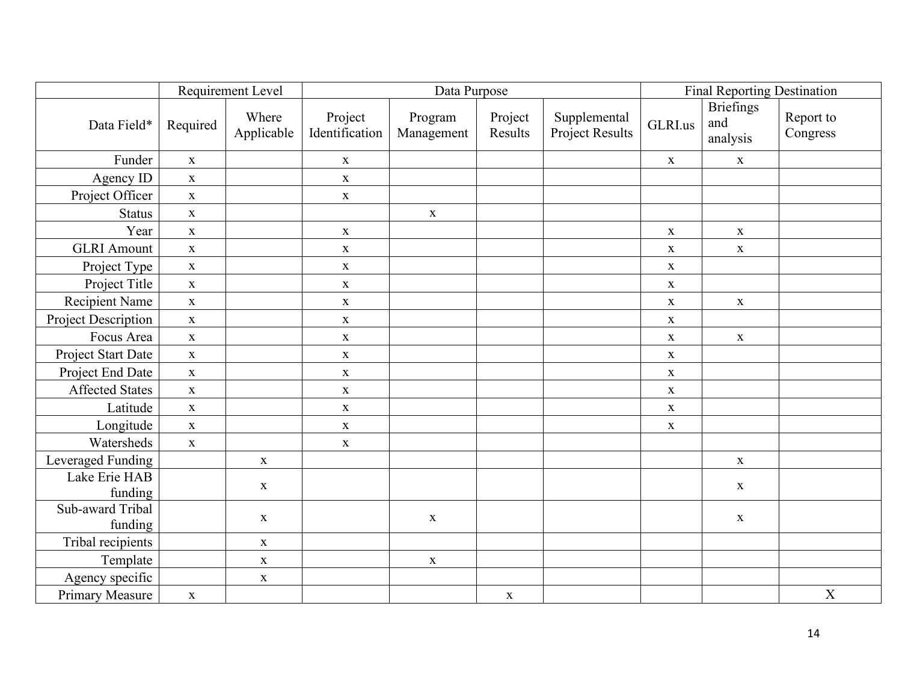| | Requirement Level | | Data Purpose | | | | Final Reporting Destination | | |
|---|---|---|---|---|---|---|---|---|---|
| Data Field* | Required | Where Applicable | Project Identification | Program Management | Project Results | Supplemental Project Results | GLRI.us | Briefings and analysis | Report to Congress |
| Funder | x | | x | | | | x | x | |
| Agency ID | x | | x | | | | | | |
| Project Officer | x | | x | | | | | | |
| Status | x | | | x | | | | | |
| Year | x | | x | | | | x | x | |
| GLRI Amount | x | | x | | | | x | x | |
| Project Type | x | | x | | | | x | | |
| Project Title | x | | x | | | | x | | |
| Recipient Name | x | | x | | | | x | x | |
| Project Description | x | | x | | | | x | | |
| Focus Area | x | | x | | | | x | x | |
| Project Start Date | x | | x | | | | x | | |
| Project End Date | x | | x | | | | x | | |
| Affected States | x | | x | | | | x | | |
| Latitude | x | | x | | | | x | | |
| Longitude | x | | x | | | | x | | |
| Watersheds | x | | x | | | | | | |
| Leveraged Funding | | x | | | | | | x | |
| Lake Erie HAB funding | | x | | | | | | x | |
| Sub-award Tribal funding | | x | | x | | | | x | |
| Tribal recipients | | x | | | | | | | |
| Template | | x | | x | | | | | |
| Agency specific | | x | | | | | | | |
| Primary Measure | x | | | | x | | | | X |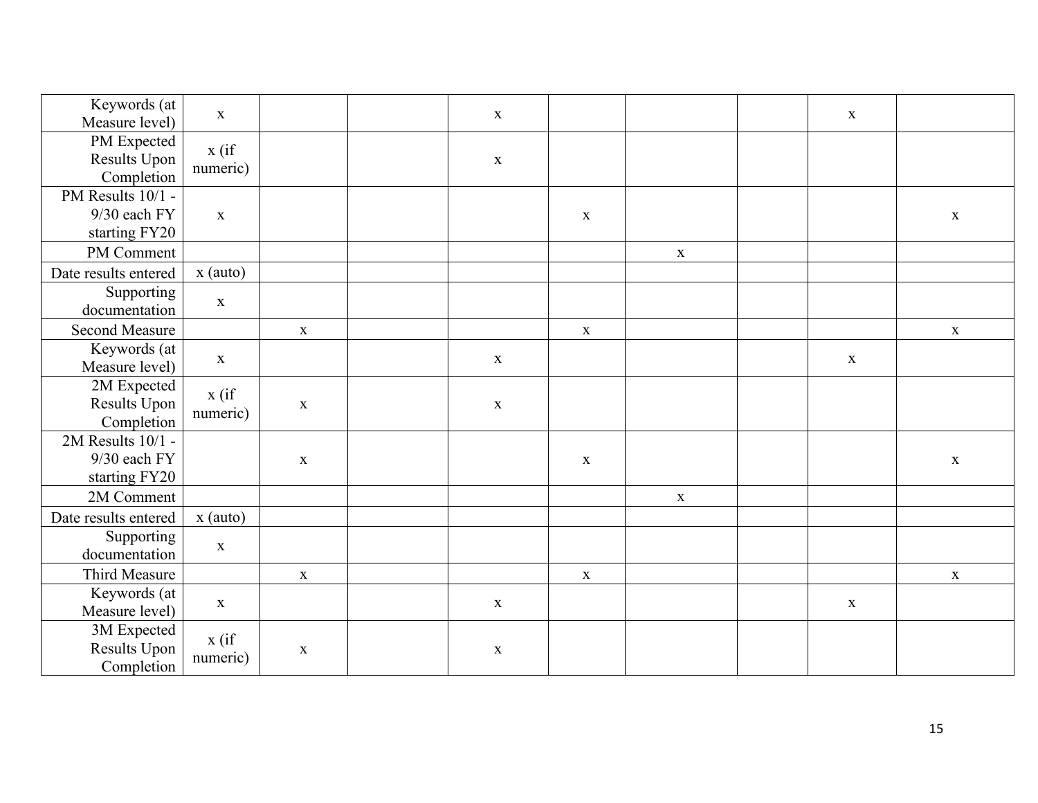| | | | | | | | | | |
|---|---|---|---|---|---|---|---|---|---|
| Keywords (at Measure level) | x | | | x | | | | x | |
| PM Expected Results Upon Completion | x (if numeric) | | | x | | | | | |
| PM Results 10/1 - 9/30 each FY starting FY20 | x | | | | x | | | | x |
| PM Comment | | | | | | x | | | |
| Date results entered | x (auto) | | | | | | | | |
| Supporting documentation | x | | | | | | | | |
| Second Measure | | x | | | x | | | | x |
| Keywords (at Measure level) | x | | | x | | | | x | |
| 2M Expected Results Upon Completion | x (if numeric) | x | | x | | | | | |
| 2M Results 10/1 - 9/30 each FY starting FY20 | | x | | | x | | | | x |
| 2M Comment | | | | | | x | | | |
| Date results entered | x (auto) | | | | | | | | |
| Supporting documentation | x | | | | | | | | |
| Third Measure | | x | | | x | | | | x |
| Keywords (at Measure level) | x | | | x | | | | x | |
| 3M Expected Results Upon Completion | x (if numeric) | x | | x | | | | | |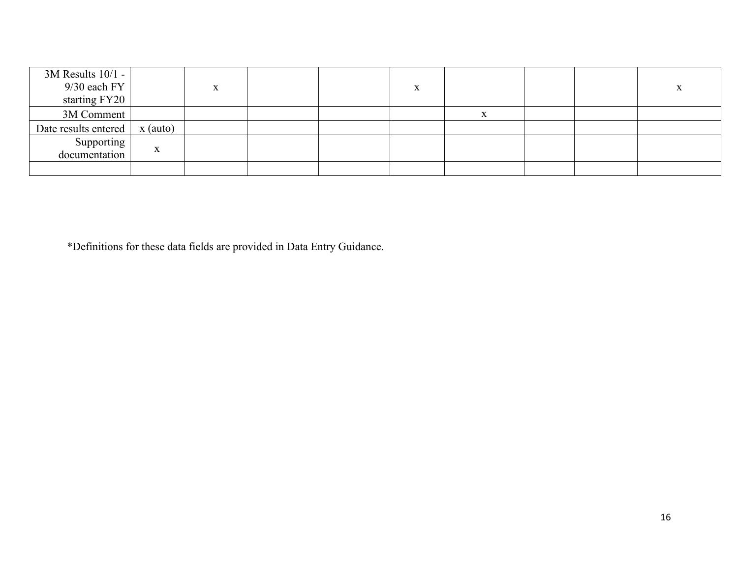| 3M Results 10/1 - 9/30 each FY starting FY20 | | x | | | x | | | | x |
|---|---|---|---|---|---|---|---|---|---|
| 3M Comment | | | | | | x | | | |
| Date results entered | x (auto) | | | | | | | | |
| Supporting documentation | x | | | | | | | | |
| | | | | | | | | | |

*Definitions for these data fields are provided in Data Entry Guidance.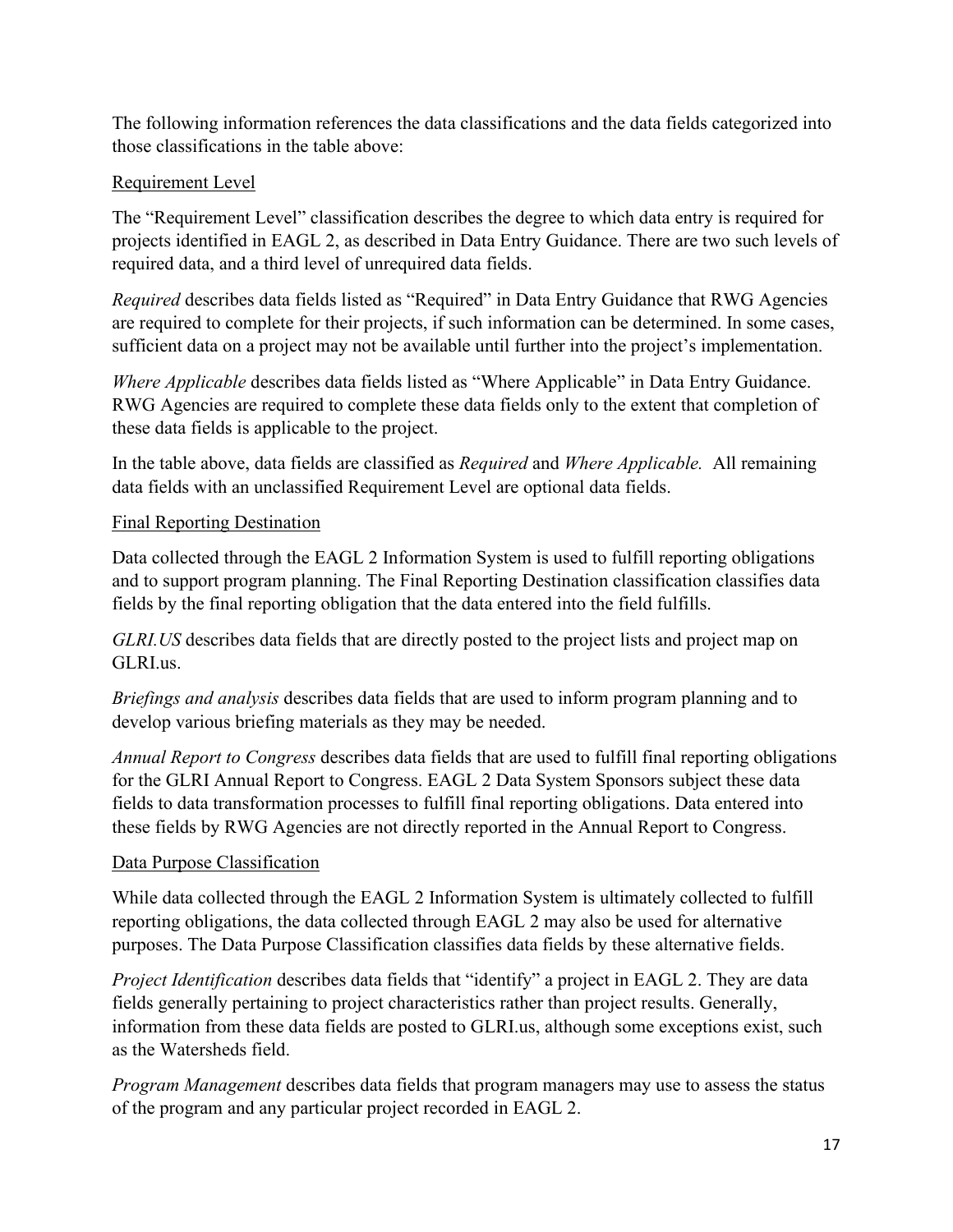The following information references the data classifications and the data fields categorized into those classifications in the table above:

<u>Requirement Level</u>

The "Requirement Level" classification describes the degree to which data entry is required for projects identified in EAGL 2, as described in Data Entry Guidance. There are two such levels of required data, and a third level of unrequired data fields.

*Required* describes data fields listed as "Required" in Data Entry Guidance that RWG Agencies are required to complete for their projects, if such information can be determined. In some cases, sufficient data on a project may not be available until further into the project's implementation.

*Where Applicable* describes data fields listed as "Where Applicable" in Data Entry Guidance. RWG Agencies are required to complete these data fields only to the extent that completion of these data fields is applicable to the project.

In the table above, data fields are classified as *Required* and *Where Applicable.* All remaining data fields with an unclassified Requirement Level are optional data fields.

<u>Final Reporting Destination</u>

Data collected through the EAGL 2 Information System is used to fulfill reporting obligations and to support program planning. The Final Reporting Destination classification classifies data fields by the final reporting obligation that the data entered into the field fulfills.

*GLRI.US* describes data fields that are directly posted to the project lists and project map on GLRI.us.

*Briefings and analysis* describes data fields that are used to inform program planning and to develop various briefing materials as they may be needed.

*Annual Report to Congress* describes data fields that are used to fulfill final reporting obligations for the GLRI Annual Report to Congress. EAGL 2 Data System Sponsors subject these data fields to data transformation processes to fulfill final reporting obligations. Data entered into these fields by RWG Agencies are not directly reported in the Annual Report to Congress.

<u>Data Purpose Classification</u>

While data collected through the EAGL 2 Information System is ultimately collected to fulfill reporting obligations, the data collected through EAGL 2 may also be used for alternative purposes. The Data Purpose Classification classifies data fields by these alternative fields.

*Project Identification* describes data fields that "identify" a project in EAGL 2. They are data fields generally pertaining to project characteristics rather than project results. Generally, information from these data fields are posted to GLRI.us, although some exceptions exist, such as the Watersheds field.

*Program Management* describes data fields that program managers may use to assess the status of the program and any particular project recorded in EAGL 2.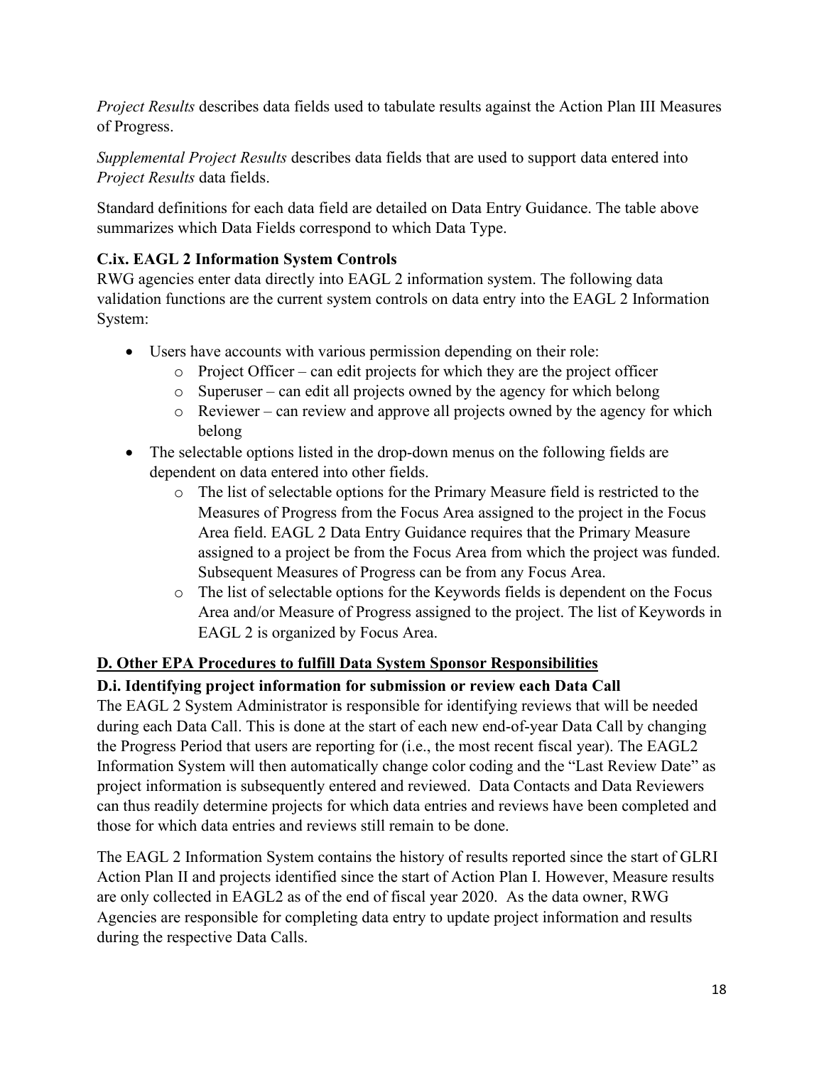*Project Results* describes data fields used to tabulate results against the Action Plan III Measures of Progress.

*Supplemental Project Results* describes data fields that are used to support data entered into *Project Results* data fields.

Standard definitions for each data field are detailed on Data Entry Guidance. The table above summarizes which Data Fields correspond to which Data Type.

### C.ix. EAGL 2 Information System Controls

RWG agencies enter data directly into EAGL 2 information system. The following data validation functions are the current system controls on data entry into the EAGL 2 Information System:

- Users have accounts with various permission depending on their role:
  - Project Officer – can edit projects for which they are the project officer
  - Superuser – can edit all projects owned by the agency for which belong
  - Reviewer – can review and approve all projects owned by the agency for which belong
- The selectable options listed in the drop-down menus on the following fields are dependent on data entered into other fields.
  - The list of selectable options for the Primary Measure field is restricted to the Measures of Progress from the Focus Area assigned to the project in the Focus Area field. EAGL 2 Data Entry Guidance requires that the Primary Measure assigned to a project be from the Focus Area from which the project was funded. Subsequent Measures of Progress can be from any Focus Area.
  - The list of selectable options for the Keywords fields is dependent on the Focus Area and/or Measure of Progress assigned to the project. The list of Keywords in EAGL 2 is organized by Focus Area.

## D. Other EPA Procedures to fulfill Data System Sponsor Responsibilities

### D.i. Identifying project information for submission or review each Data Call

The EAGL 2 System Administrator is responsible for identifying reviews that will be needed during each Data Call. This is done at the start of each new end-of-year Data Call by changing the Progress Period that users are reporting for (i.e., the most recent fiscal year). The EAGL2 Information System will then automatically change color coding and the "Last Review Date" as project information is subsequently entered and reviewed. Data Contacts and Data Reviewers can thus readily determine projects for which data entries and reviews have been completed and those for which data entries and reviews still remain to be done.

The EAGL 2 Information System contains the history of results reported since the start of GLRI Action Plan II and projects identified since the start of Action Plan I. However, Measure results are only collected in EAGL2 as of the end of fiscal year 2020. As the data owner, RWG Agencies are responsible for completing data entry to update project information and results during the respective Data Calls.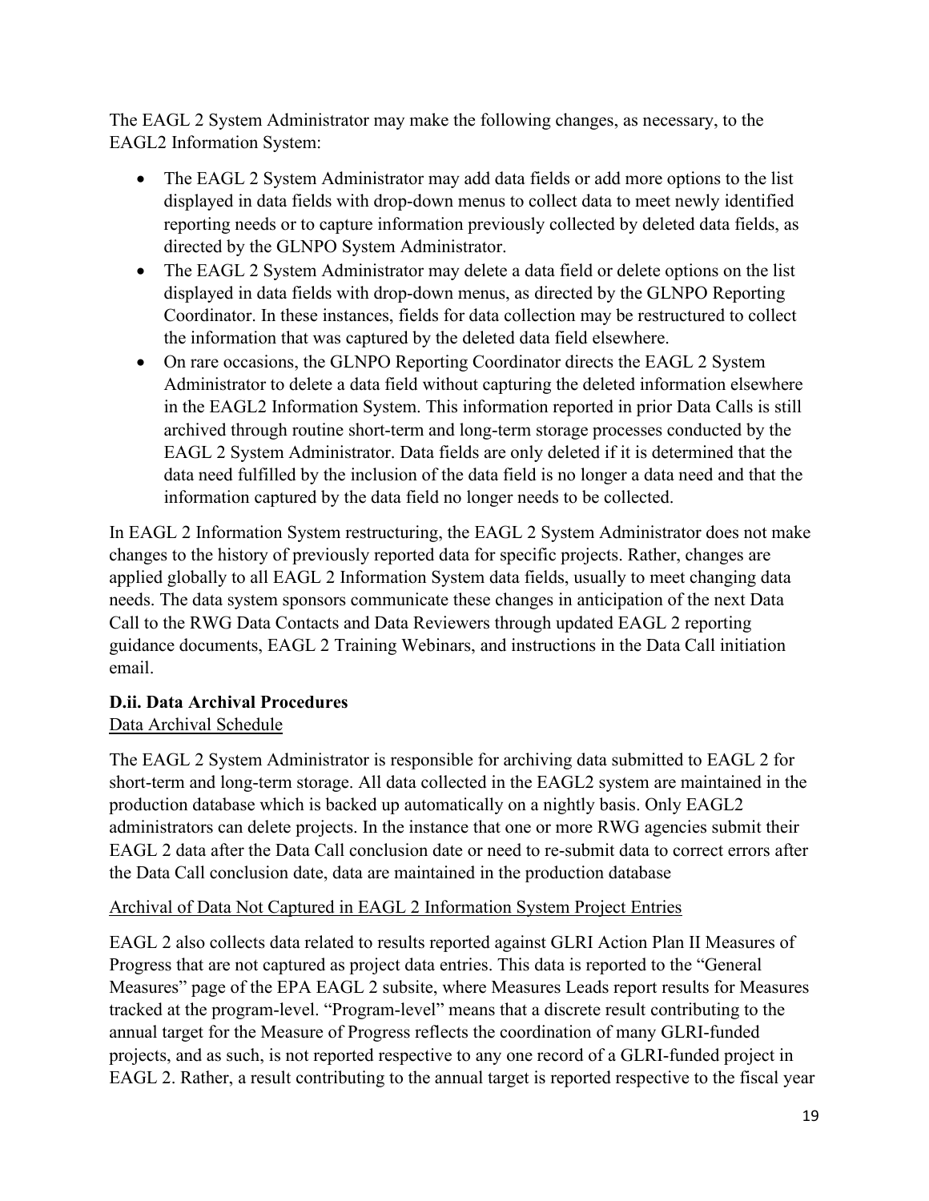The EAGL 2 System Administrator may make the following changes, as necessary, to the EAGL2 Information System:

- The EAGL 2 System Administrator may add data fields or add more options to the list displayed in data fields with drop-down menus to collect data to meet newly identified reporting needs or to capture information previously collected by deleted data fields, as directed by the GLNPO System Administrator.
- The EAGL 2 System Administrator may delete a data field or delete options on the list displayed in data fields with drop-down menus, as directed by the GLNPO Reporting Coordinator. In these instances, fields for data collection may be restructured to collect the information that was captured by the deleted data field elsewhere.
- On rare occasions, the GLNPO Reporting Coordinator directs the EAGL 2 System Administrator to delete a data field without capturing the deleted information elsewhere in the EAGL2 Information System. This information reported in prior Data Calls is still archived through routine short-term and long-term storage processes conducted by the EAGL 2 System Administrator. Data fields are only deleted if it is determined that the data need fulfilled by the inclusion of the data field is no longer a data need and that the information captured by the data field no longer needs to be collected.

In EAGL 2 Information System restructuring, the EAGL 2 System Administrator does not make changes to the history of previously reported data for specific projects. Rather, changes are applied globally to all EAGL 2 Information System data fields, usually to meet changing data needs. The data system sponsors communicate these changes in anticipation of the next Data Call to the RWG Data Contacts and Data Reviewers through updated EAGL 2 reporting guidance documents, EAGL 2 Training Webinars, and instructions in the Data Call initiation email.

**D.ii. Data Archival Procedures**

Data Archival Schedule

The EAGL 2 System Administrator is responsible for archiving data submitted to EAGL 2 for short-term and long-term storage. All data collected in the EAGL2 system are maintained in the production database which is backed up automatically on a nightly basis. Only EAGL2 administrators can delete projects. In the instance that one or more RWG agencies submit their EAGL 2 data after the Data Call conclusion date or need to re-submit data to correct errors after the Data Call conclusion date, data are maintained in the production database

Archival of Data Not Captured in EAGL 2 Information System Project Entries

EAGL 2 also collects data related to results reported against GLRI Action Plan II Measures of Progress that are not captured as project data entries. This data is reported to the "General Measures" page of the EPA EAGL 2 subsite, where Measures Leads report results for Measures tracked at the program-level. "Program-level" means that a discrete result contributing to the annual target for the Measure of Progress reflects the coordination of many GLRI-funded projects, and as such, is not reported respective to any one record of a GLRI-funded project in EAGL 2. Rather, a result contributing to the annual target is reported respective to the fiscal year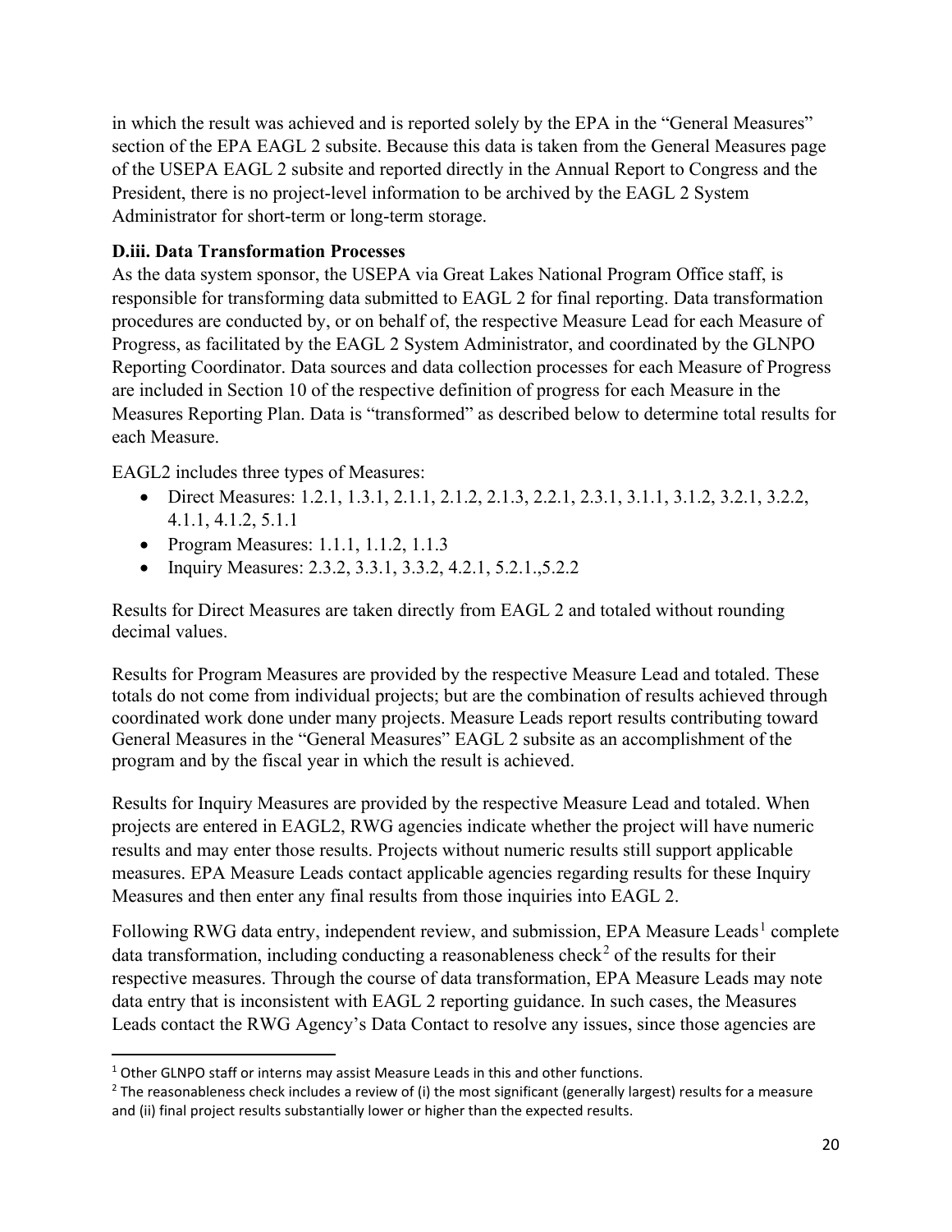in which the result was achieved and is reported solely by the EPA in the "General Measures" section of the EPA EAGL 2 subsite. Because this data is taken from the General Measures page of the USEPA EAGL 2 subsite and reported directly in the Annual Report to Congress and the President, there is no project-level information to be archived by the EAGL 2 System Administrator for short-term or long-term storage.

### D.iii. Data Transformation Processes

As the data system sponsor, the USEPA via Great Lakes National Program Office staff, is responsible for transforming data submitted to EAGL 2 for final reporting. Data transformation procedures are conducted by, or on behalf of, the respective Measure Lead for each Measure of Progress, as facilitated by the EAGL 2 System Administrator, and coordinated by the GLNPO Reporting Coordinator. Data sources and data collection processes for each Measure of Progress are included in Section 10 of the respective definition of progress for each Measure in the Measures Reporting Plan. Data is "transformed" as described below to determine total results for each Measure.

EAGL2 includes three types of Measures:

- Direct Measures: 1.2.1, 1.3.1, 2.1.1, 2.1.2, 2.1.3, 2.2.1, 2.3.1, 3.1.1, 3.1.2, 3.2.1, 3.2.2, 4.1.1, 4.1.2, 5.1.1
- Program Measures: 1.1.1, 1.1.2, 1.1.3
- Inquiry Measures: 2.3.2, 3.3.1, 3.3.2, 4.2.1, 5.2.1.,5.2.2

Results for Direct Measures are taken directly from EAGL 2 and totaled without rounding decimal values.

Results for Program Measures are provided by the respective Measure Lead and totaled. These totals do not come from individual projects; but are the combination of results achieved through coordinated work done under many projects. Measure Leads report results contributing toward General Measures in the "General Measures" EAGL 2 subsite as an accomplishment of the program and by the fiscal year in which the result is achieved.

Results for Inquiry Measures are provided by the respective Measure Lead and totaled. When projects are entered in EAGL2, RWG agencies indicate whether the project will have numeric results and may enter those results. Projects without numeric results still support applicable measures. EPA Measure Leads contact applicable agencies regarding results for these Inquiry Measures and then enter any final results from those inquiries into EAGL 2.

Following RWG data entry, independent review, and submission, EPA Measure Leads[1] complete data transformation, including conducting a reasonableness check[2] of the results for their respective measures. Through the course of data transformation, EPA Measure Leads may note data entry that is inconsistent with EAGL 2 reporting guidance. In such cases, the Measures Leads contact the RWG Agency's Data Contact to resolve any issues, since those agencies are

[1] Other GLNPO staff or interns may assist Measure Leads in this and other functions.

[2] The reasonableness check includes a review of (i) the most significant (generally largest) results for a measure and (ii) final project results substantially lower or higher than the expected results.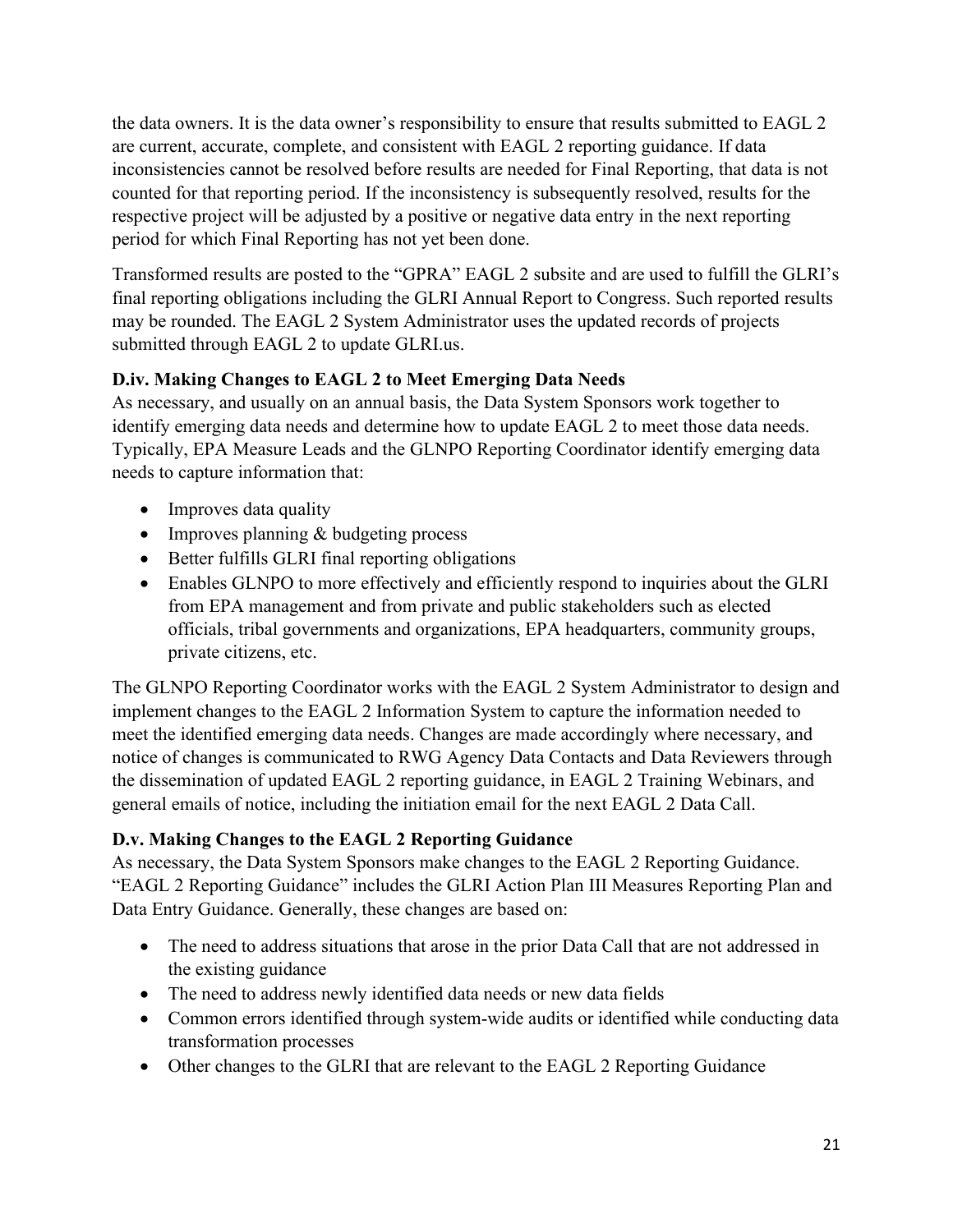the data owners. It is the data owner's responsibility to ensure that results submitted to EAGL 2 are current, accurate, complete, and consistent with EAGL 2 reporting guidance. If data inconsistencies cannot be resolved before results are needed for Final Reporting, that data is not counted for that reporting period. If the inconsistency is subsequently resolved, results for the respective project will be adjusted by a positive or negative data entry in the next reporting period for which Final Reporting has not yet been done.

Transformed results are posted to the "GPRA" EAGL 2 subsite and are used to fulfill the GLRI's final reporting obligations including the GLRI Annual Report to Congress. Such reported results may be rounded. The EAGL 2 System Administrator uses the updated records of projects submitted through EAGL 2 to update GLRI.us.

**D.iv. Making Changes to EAGL 2 to Meet Emerging Data Needs**

As necessary, and usually on an annual basis, the Data System Sponsors work together to identify emerging data needs and determine how to update EAGL 2 to meet those data needs. Typically, EPA Measure Leads and the GLNPO Reporting Coordinator identify emerging data needs to capture information that:

- Improves data quality
- Improves planning & budgeting process
- Better fulfills GLRI final reporting obligations
- Enables GLNPO to more effectively and efficiently respond to inquiries about the GLRI from EPA management and from private and public stakeholders such as elected officials, tribal governments and organizations, EPA headquarters, community groups, private citizens, etc.

The GLNPO Reporting Coordinator works with the EAGL 2 System Administrator to design and implement changes to the EAGL 2 Information System to capture the information needed to meet the identified emerging data needs. Changes are made accordingly where necessary, and notice of changes is communicated to RWG Agency Data Contacts and Data Reviewers through the dissemination of updated EAGL 2 reporting guidance, in EAGL 2 Training Webinars, and general emails of notice, including the initiation email for the next EAGL 2 Data Call.

**D.v. Making Changes to the EAGL 2 Reporting Guidance**

As necessary, the Data System Sponsors make changes to the EAGL 2 Reporting Guidance. "EAGL 2 Reporting Guidance" includes the GLRI Action Plan III Measures Reporting Plan and Data Entry Guidance. Generally, these changes are based on:

- The need to address situations that arose in the prior Data Call that are not addressed in the existing guidance
- The need to address newly identified data needs or new data fields
- Common errors identified through system-wide audits or identified while conducting data transformation processes
- Other changes to the GLRI that are relevant to the EAGL 2 Reporting Guidance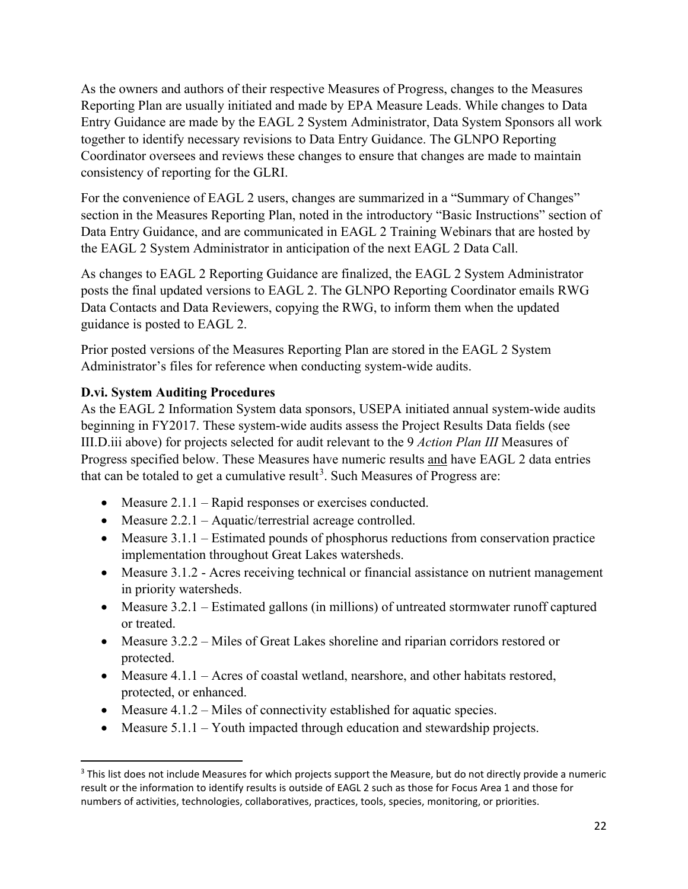As the owners and authors of their respective Measures of Progress, changes to the Measures Reporting Plan are usually initiated and made by EPA Measure Leads. While changes to Data Entry Guidance are made by the EAGL 2 System Administrator, Data System Sponsors all work together to identify necessary revisions to Data Entry Guidance. The GLNPO Reporting Coordinator oversees and reviews these changes to ensure that changes are made to maintain consistency of reporting for the GLRI.

For the convenience of EAGL 2 users, changes are summarized in a "Summary of Changes" section in the Measures Reporting Plan, noted in the introductory "Basic Instructions" section of Data Entry Guidance, and are communicated in EAGL 2 Training Webinars that are hosted by the EAGL 2 System Administrator in anticipation of the next EAGL 2 Data Call.

As changes to EAGL 2 Reporting Guidance are finalized, the EAGL 2 System Administrator posts the final updated versions to EAGL 2. The GLNPO Reporting Coordinator emails RWG Data Contacts and Data Reviewers, copying the RWG, to inform them when the updated guidance is posted to EAGL 2.

Prior posted versions of the Measures Reporting Plan are stored in the EAGL 2 System Administrator's files for reference when conducting system-wide audits.

**D.vi. System Auditing Procedures**

As the EAGL 2 Information System data sponsors, USEPA initiated annual system-wide audits beginning in FY2017. These system-wide audits assess the Project Results Data fields (see III.D.iii above) for projects selected for audit relevant to the 9 *Action Plan III* Measures of Progress specified below. These Measures have numeric results and have EAGL 2 data entries that can be totaled to get a cumulative result[3]. Such Measures of Progress are:

- Measure 2.1.1 – Rapid responses or exercises conducted.
- Measure 2.2.1 – Aquatic/terrestrial acreage controlled.
- Measure 3.1.1 – Estimated pounds of phosphorus reductions from conservation practice implementation throughout Great Lakes watersheds.
- Measure 3.1.2 - Acres receiving technical or financial assistance on nutrient management in priority watersheds.
- Measure 3.2.1 – Estimated gallons (in millions) of untreated stormwater runoff captured or treated.
- Measure 3.2.2 – Miles of Great Lakes shoreline and riparian corridors restored or protected.
- Measure 4.1.1 – Acres of coastal wetland, nearshore, and other habitats restored, protected, or enhanced.
- Measure 4.1.2 – Miles of connectivity established for aquatic species.
- Measure 5.1.1 – Youth impacted through education and stewardship projects.

[3] This list does not include Measures for which projects support the Measure, but do not directly provide a numeric result or the information to identify results is outside of EAGL 2 such as those for Focus Area 1 and those for numbers of activities, technologies, collaboratives, practices, tools, species, monitoring, or priorities.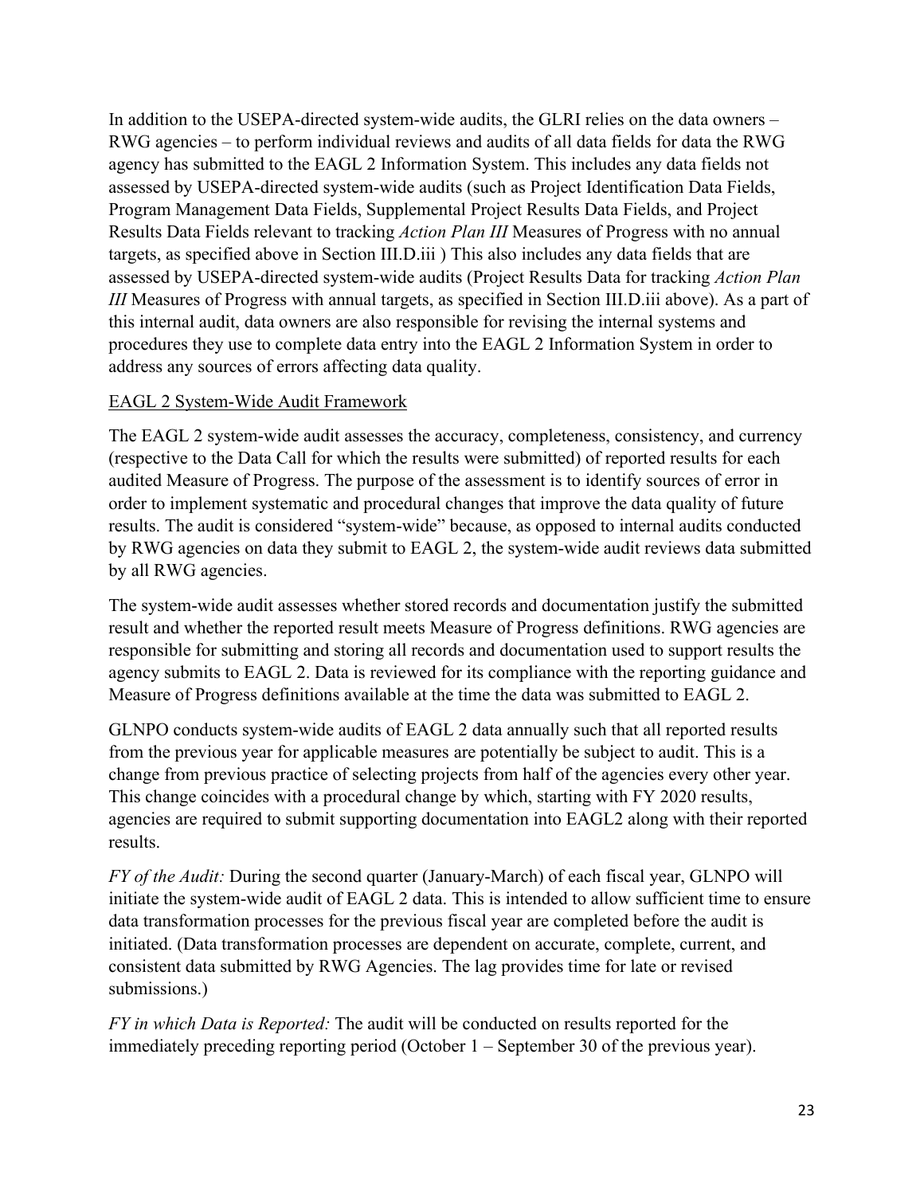In addition to the USEPA-directed system-wide audits, the GLRI relies on the data owners – RWG agencies – to perform individual reviews and audits of all data fields for data the RWG agency has submitted to the EAGL 2 Information System. This includes any data fields not assessed by USEPA-directed system-wide audits (such as Project Identification Data Fields, Program Management Data Fields, Supplemental Project Results Data Fields, and Project Results Data Fields relevant to tracking *Action Plan III* Measures of Progress with no annual targets, as specified above in Section III.D.iii ) This also includes any data fields that are assessed by USEPA-directed system-wide audits (Project Results Data for tracking *Action Plan III* Measures of Progress with annual targets, as specified in Section III.D.iii above). As a part of this internal audit, data owners are also responsible for revising the internal systems and procedures they use to complete data entry into the EAGL 2 Information System in order to address any sources of errors affecting data quality.

<u>EAGL 2 System-Wide Audit Framework</u>

The EAGL 2 system-wide audit assesses the accuracy, completeness, consistency, and currency (respective to the Data Call for which the results were submitted) of reported results for each audited Measure of Progress. The purpose of the assessment is to identify sources of error in order to implement systematic and procedural changes that improve the data quality of future results. The audit is considered "system-wide" because, as opposed to internal audits conducted by RWG agencies on data they submit to EAGL 2, the system-wide audit reviews data submitted by all RWG agencies.

The system-wide audit assesses whether stored records and documentation justify the submitted result and whether the reported result meets Measure of Progress definitions. RWG agencies are responsible for submitting and storing all records and documentation used to support results the agency submits to EAGL 2. Data is reviewed for its compliance with the reporting guidance and Measure of Progress definitions available at the time the data was submitted to EAGL 2.

GLNPO conducts system-wide audits of EAGL 2 data annually such that all reported results from the previous year for applicable measures are potentially be subject to audit. This is a change from previous practice of selecting projects from half of the agencies every other year. This change coincides with a procedural change by which, starting with FY 2020 results, agencies are required to submit supporting documentation into EAGL2 along with their reported results.

*FY of the Audit:* During the second quarter (January-March) of each fiscal year, GLNPO will initiate the system-wide audit of EAGL 2 data. This is intended to allow sufficient time to ensure data transformation processes for the previous fiscal year are completed before the audit is initiated. (Data transformation processes are dependent on accurate, complete, current, and consistent data submitted by RWG Agencies. The lag provides time for late or revised submissions.)

*FY in which Data is Reported:* The audit will be conducted on results reported for the immediately preceding reporting period (October 1 – September 30 of the previous year).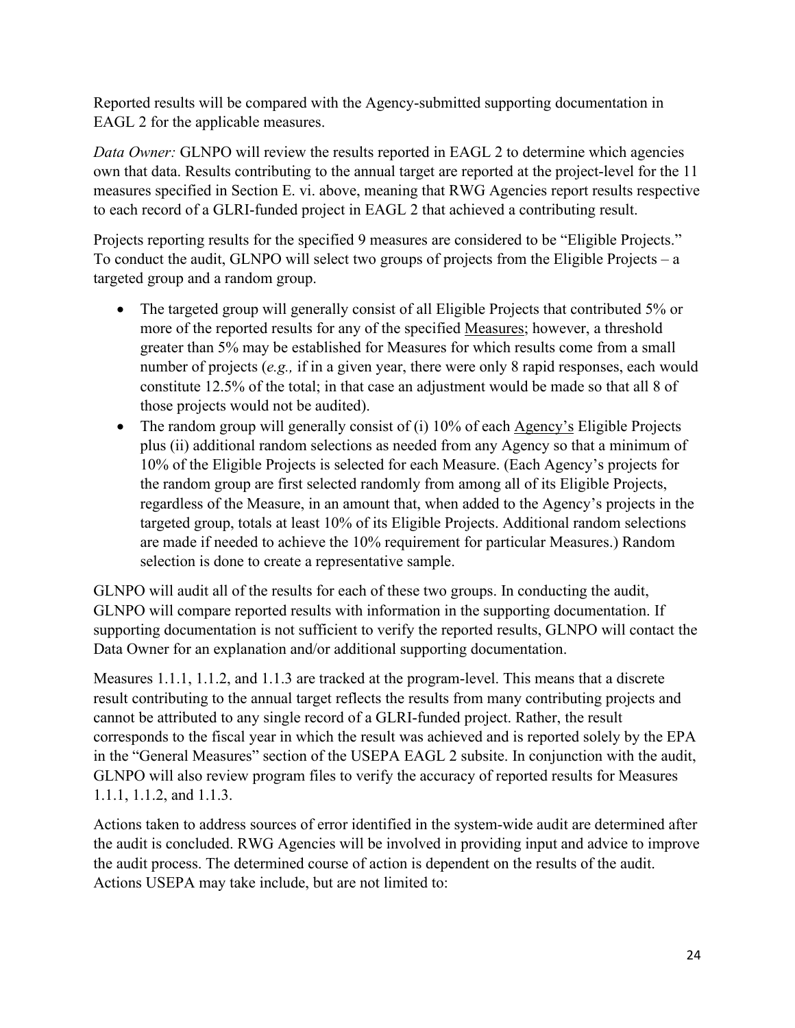Reported results will be compared with the Agency-submitted supporting documentation in EAGL 2 for the applicable measures.

*Data Owner:* GLNPO will review the results reported in EAGL 2 to determine which agencies own that data. Results contributing to the annual target are reported at the project-level for the 11 measures specified in Section E. vi. above, meaning that RWG Agencies report results respective to each record of a GLRI-funded project in EAGL 2 that achieved a contributing result.

Projects reporting results for the specified 9 measures are considered to be "Eligible Projects." To conduct the audit, GLNPO will select two groups of projects from the Eligible Projects – a targeted group and a random group.

- The targeted group will generally consist of all Eligible Projects that contributed 5% or more of the reported results for any of the specified <u>Measures</u>; however, a threshold greater than 5% may be established for Measures for which results come from a small number of projects (*e.g.,* if in a given year, there were only 8 rapid responses, each would constitute 12.5% of the total; in that case an adjustment would be made so that all 8 of those projects would not be audited).
- The random group will generally consist of (i) 10% of each <u>Agency's</u> Eligible Projects plus (ii) additional random selections as needed from any Agency so that a minimum of 10% of the Eligible Projects is selected for each Measure. (Each Agency's projects for the random group are first selected randomly from among all of its Eligible Projects, regardless of the Measure, in an amount that, when added to the Agency's projects in the targeted group, totals at least 10% of its Eligible Projects. Additional random selections are made if needed to achieve the 10% requirement for particular Measures.) Random selection is done to create a representative sample.

GLNPO will audit all of the results for each of these two groups. In conducting the audit, GLNPO will compare reported results with information in the supporting documentation. If supporting documentation is not sufficient to verify the reported results, GLNPO will contact the Data Owner for an explanation and/or additional supporting documentation.

Measures 1.1.1, 1.1.2, and 1.1.3 are tracked at the program-level. This means that a discrete result contributing to the annual target reflects the results from many contributing projects and cannot be attributed to any single record of a GLRI-funded project. Rather, the result corresponds to the fiscal year in which the result was achieved and is reported solely by the EPA in the "General Measures" section of the USEPA EAGL 2 subsite. In conjunction with the audit, GLNPO will also review program files to verify the accuracy of reported results for Measures 1.1.1, 1.1.2, and 1.1.3.

Actions taken to address sources of error identified in the system-wide audit are determined after the audit is concluded. RWG Agencies will be involved in providing input and advice to improve the audit process. The determined course of action is dependent on the results of the audit. Actions USEPA may take include, but are not limited to: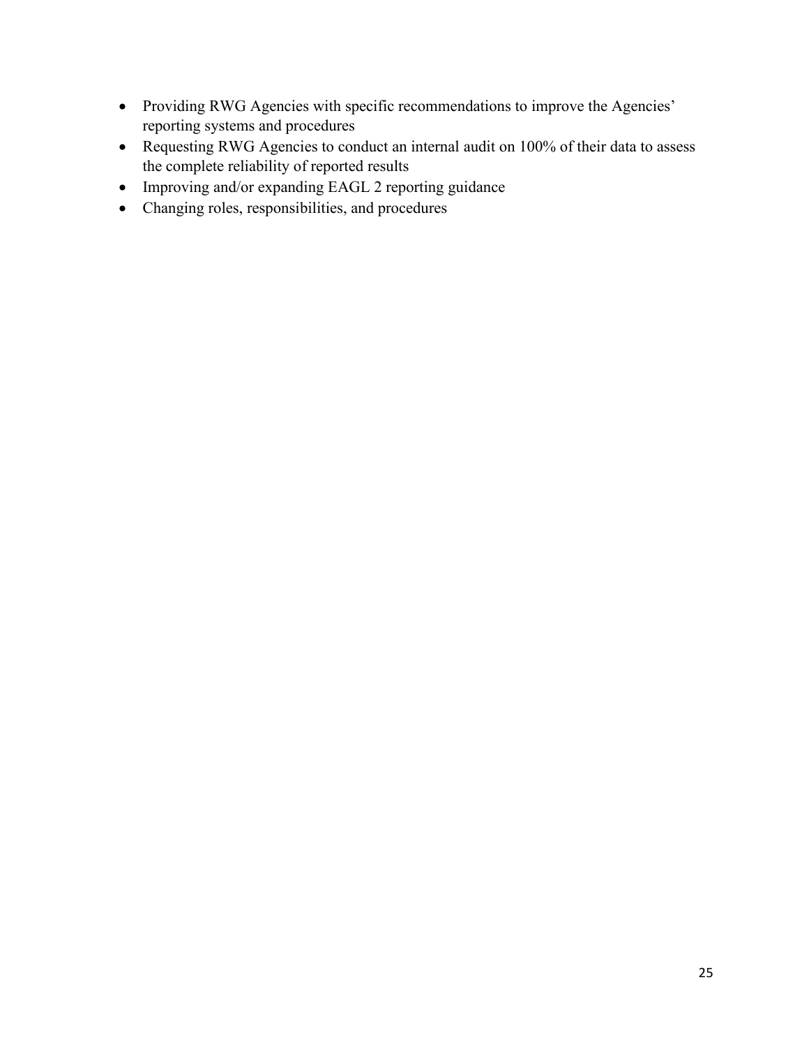- Providing RWG Agencies with specific recommendations to improve the Agencies' reporting systems and procedures
- Requesting RWG Agencies to conduct an internal audit on 100% of their data to assess the complete reliability of reported results
- Improving and/or expanding EAGL 2 reporting guidance
- Changing roles, responsibilities, and procedures